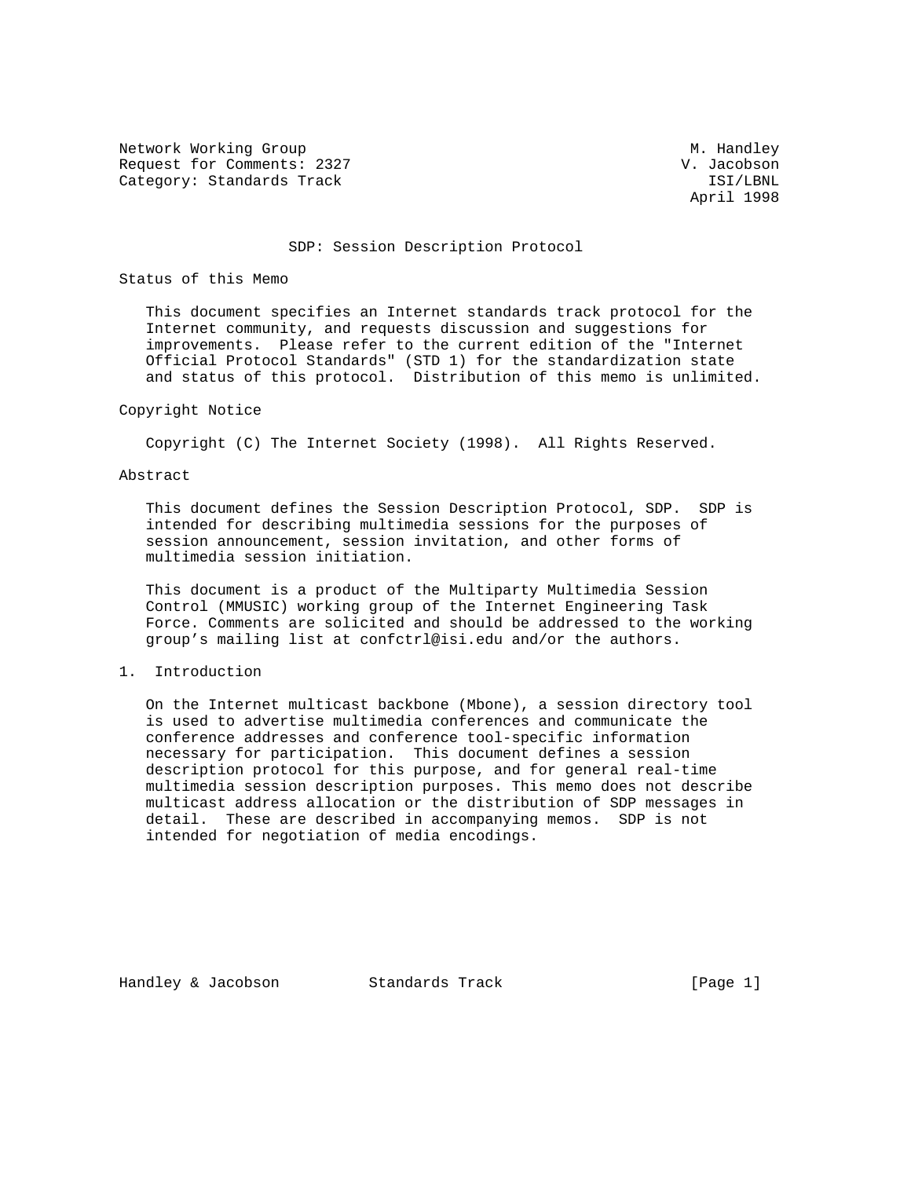Network Working Group M. Handley
Request for Comments: 2327 V. Jacobson
Category: Standards Track ISI/LBNL
April 1998

# SDP: Session Description Protocol

## Status of this Memo

This document specifies an Internet standards track protocol for the Internet community, and requests discussion and suggestions for improvements. Please refer to the current edition of the "Internet Official Protocol Standards" (STD 1) for the standardization state and status of this protocol. Distribution of this memo is unlimited.

## Copyright Notice

Copyright (C) The Internet Society (1998). All Rights Reserved.

## Abstract

This document defines the Session Description Protocol, SDP. SDP is intended for describing multimedia sessions for the purposes of session announcement, session invitation, and other forms of multimedia session initiation.

This document is a product of the Multiparty Multimedia Session Control (MMUSIC) working group of the Internet Engineering Task Force. Comments are solicited and should be addressed to the working group's mailing list at confctrl@isi.edu and/or the authors.

## 1. Introduction

On the Internet multicast backbone (Mbone), a session directory tool is used to advertise multimedia conferences and communicate the conference addresses and conference tool-specific information necessary for participation. This document defines a session description protocol for this purpose, and for general real-time multimedia session description purposes. This memo does not describe multicast address allocation or the distribution of SDP messages in detail. These are described in accompanying memos. SDP is not intended for negotiation of media encodings.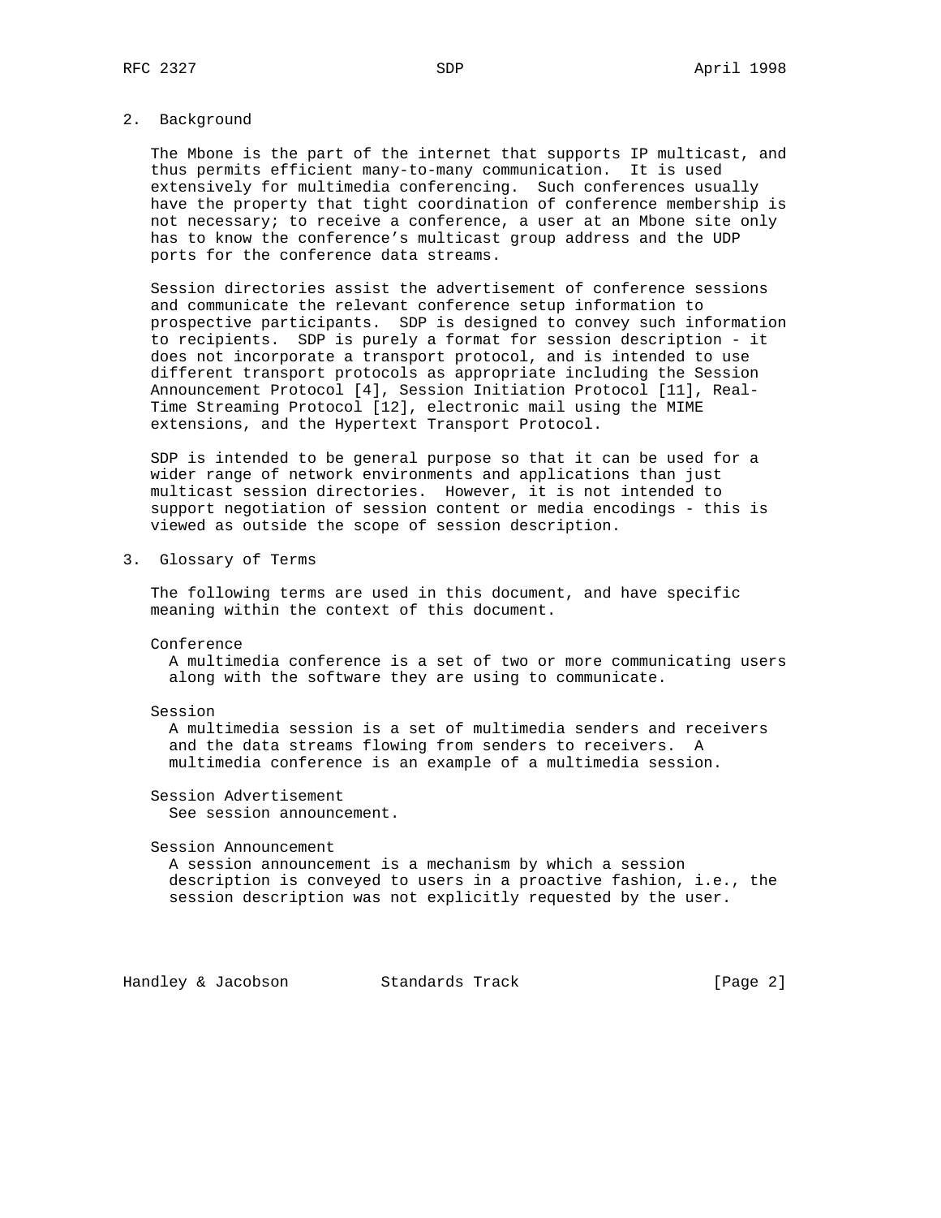## 2. Background

The Mbone is the part of the internet that supports IP multicast, and thus permits efficient many-to-many communication. It is used extensively for multimedia conferencing. Such conferences usually have the property that tight coordination of conference membership is not necessary; to receive a conference, a user at an Mbone site only has to know the conference's multicast group address and the UDP ports for the conference data streams.

Session directories assist the advertisement of conference sessions and communicate the relevant conference setup information to prospective participants. SDP is designed to convey such information to recipients. SDP is purely a format for session description - it does not incorporate a transport protocol, and is intended to use different transport protocols as appropriate including the Session Announcement Protocol [4], Session Initiation Protocol [11], Real-Time Streaming Protocol [12], electronic mail using the MIME extensions, and the Hypertext Transport Protocol.

SDP is intended to be general purpose so that it can be used for a wider range of network environments and applications than just multicast session directories. However, it is not intended to support negotiation of session content or media encodings - this is viewed as outside the scope of session description.

## 3. Glossary of Terms

The following terms are used in this document, and have specific meaning within the context of this document.

Conference
: A multimedia conference is a set of two or more communicating users along with the software they are using to communicate.

Session
: A multimedia session is a set of multimedia senders and receivers and the data streams flowing from senders to receivers. A multimedia conference is an example of a multimedia session.

Session Advertisement
: See session announcement.

Session Announcement
: A session announcement is a mechanism by which a session description is conveyed to users in a proactive fashion, i.e., the session description was not explicitly requested by the user.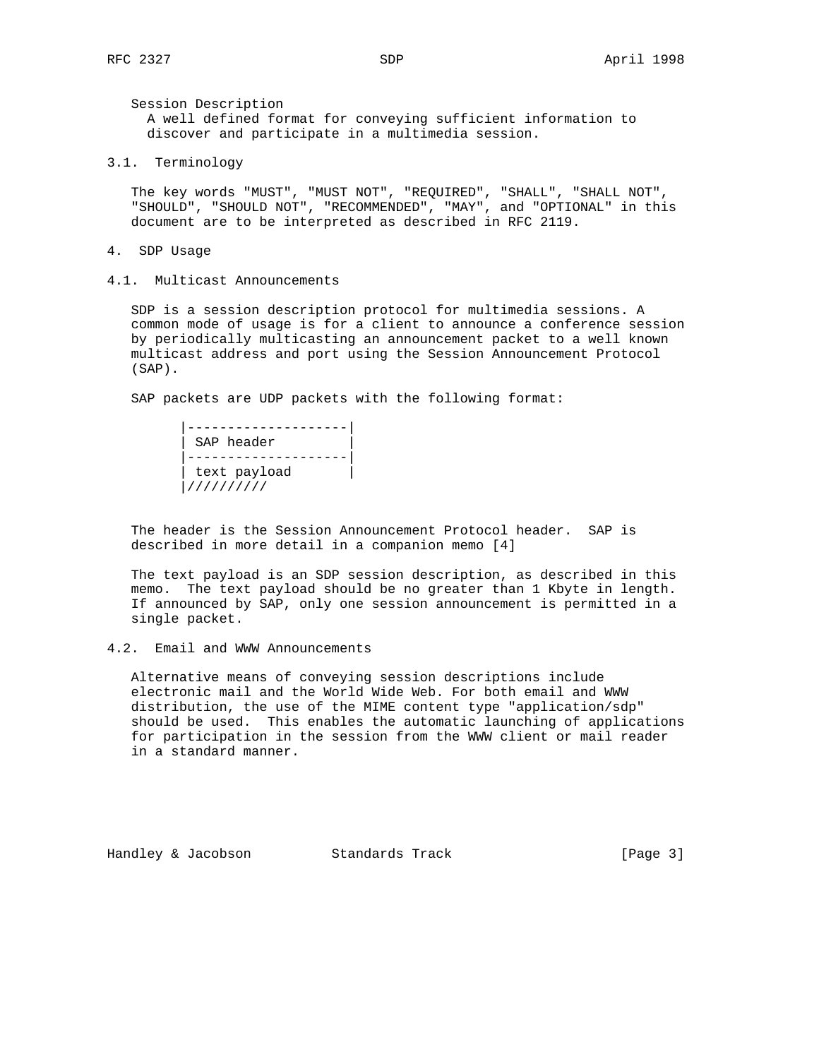Session Description
A well defined format for conveying sufficient information to discover and participate in a multimedia session.

## 3.1. Terminology

The key words "MUST", "MUST NOT", "REQUIRED", "SHALL", "SHALL NOT", "SHOULD", "SHOULD NOT", "RECOMMENDED", "MAY", and "OPTIONAL" in this document are to be interpreted as described in RFC 2119.

# 4. SDP Usage

## 4.1. Multicast Announcements

SDP is a session description protocol for multimedia sessions. A common mode of usage is for a client to announce a conference session by periodically multicasting an announcement packet to a well known multicast address and port using the Session Announcement Protocol (SAP).

SAP packets are UDP packets with the following format:

```
|--------------------|
| SAP header         |
|--------------------|
| text payload       |
|//////////
```

The header is the Session Announcement Protocol header. SAP is described in more detail in a companion memo [4]

The text payload is an SDP session description, as described in this memo. The text payload should be no greater than 1 Kbyte in length. If announced by SAP, only one session announcement is permitted in a single packet.

## 4.2. Email and WWW Announcements

Alternative means of conveying session descriptions include electronic mail and the World Wide Web. For both email and WWW distribution, the use of the MIME content type "application/sdp" should be used. This enables the automatic launching of applications for participation in the session from the WWW client or mail reader in a standard manner.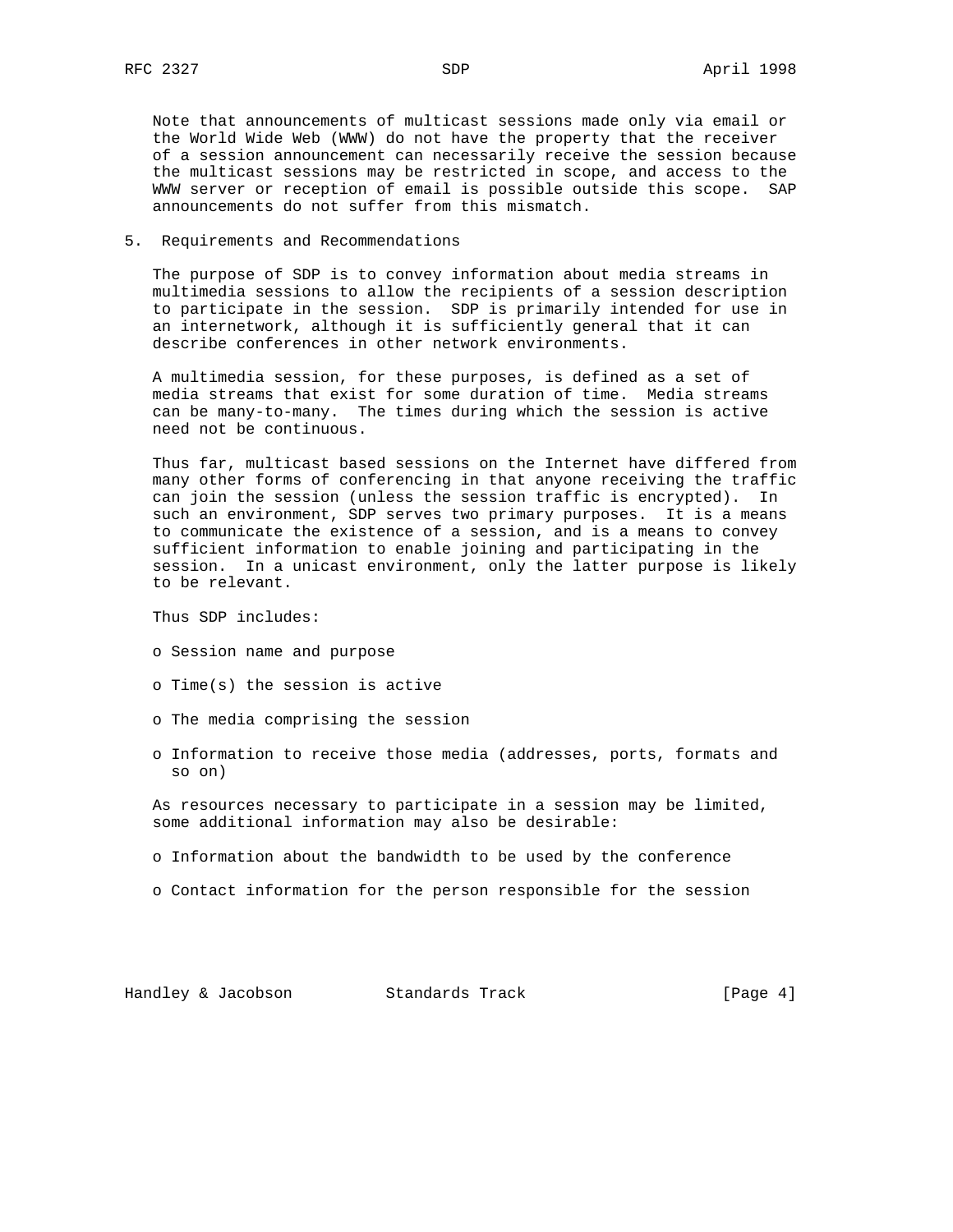Note that announcements of multicast sessions made only via email or the World Wide Web (WWW) do not have the property that the receiver of a session announcement can necessarily receive the session because the multicast sessions may be restricted in scope, and access to the WWW server or reception of email is possible outside this scope. SAP announcements do not suffer from this mismatch.

## 5. Requirements and Recommendations

The purpose of SDP is to convey information about media streams in multimedia sessions to allow the recipients of a session description to participate in the session. SDP is primarily intended for use in an internetwork, although it is sufficiently general that it can describe conferences in other network environments.

A multimedia session, for these purposes, is defined as a set of media streams that exist for some duration of time. Media streams can be many-to-many. The times during which the session is active need not be continuous.

Thus far, multicast based sessions on the Internet have differed from many other forms of conferencing in that anyone receiving the traffic can join the session (unless the session traffic is encrypted). In such an environment, SDP serves two primary purposes. It is a means to communicate the existence of a session, and is a means to convey sufficient information to enable joining and participating in the session. In a unicast environment, only the latter purpose is likely to be relevant.

Thus SDP includes:

- Session name and purpose
- Time(s) the session is active
- The media comprising the session
- Information to receive those media (addresses, ports, formats and so on)

As resources necessary to participate in a session may be limited, some additional information may also be desirable:

- Information about the bandwidth to be used by the conference
- Contact information for the person responsible for the session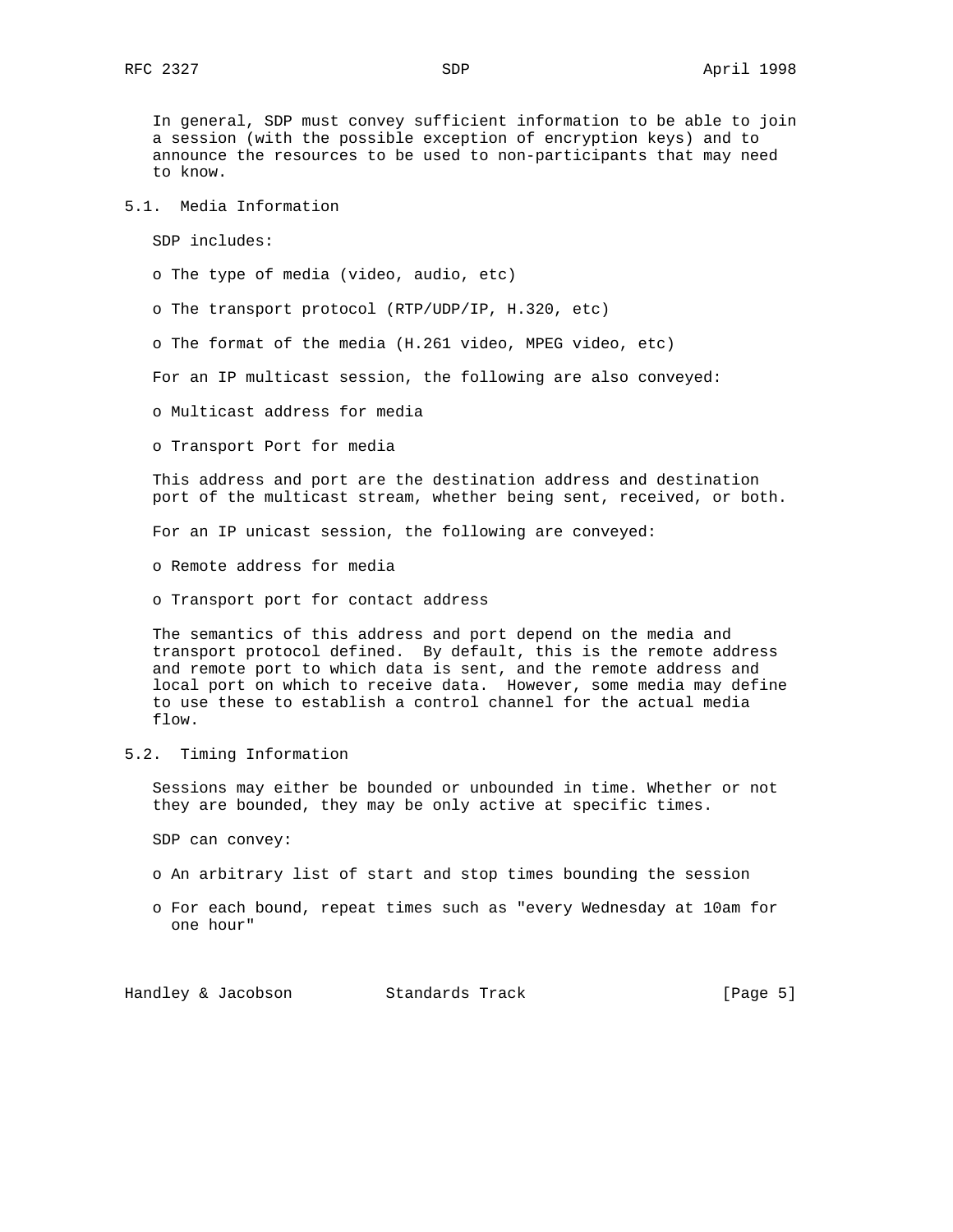In general, SDP must convey sufficient information to be able to join a session (with the possible exception of encryption keys) and to announce the resources to be used to non-participants that may need to know.

## 5.1. Media Information

SDP includes:

- The type of media (video, audio, etc)
- The transport protocol (RTP/UDP/IP, H.320, etc)
- The format of the media (H.261 video, MPEG video, etc)

For an IP multicast session, the following are also conveyed:

- Multicast address for media
- Transport Port for media

This address and port are the destination address and destination port of the multicast stream, whether being sent, received, or both.

For an IP unicast session, the following are conveyed:

- Remote address for media
- Transport port for contact address

The semantics of this address and port depend on the media and transport protocol defined. By default, this is the remote address and remote port to which data is sent, and the remote address and local port on which to receive data. However, some media may define to use these to establish a control channel for the actual media flow.

## 5.2. Timing Information

Sessions may either be bounded or unbounded in time. Whether or not they are bounded, they may be only active at specific times.

SDP can convey:

- An arbitrary list of start and stop times bounding the session
- For each bound, repeat times such as "every Wednesday at 10am for one hour"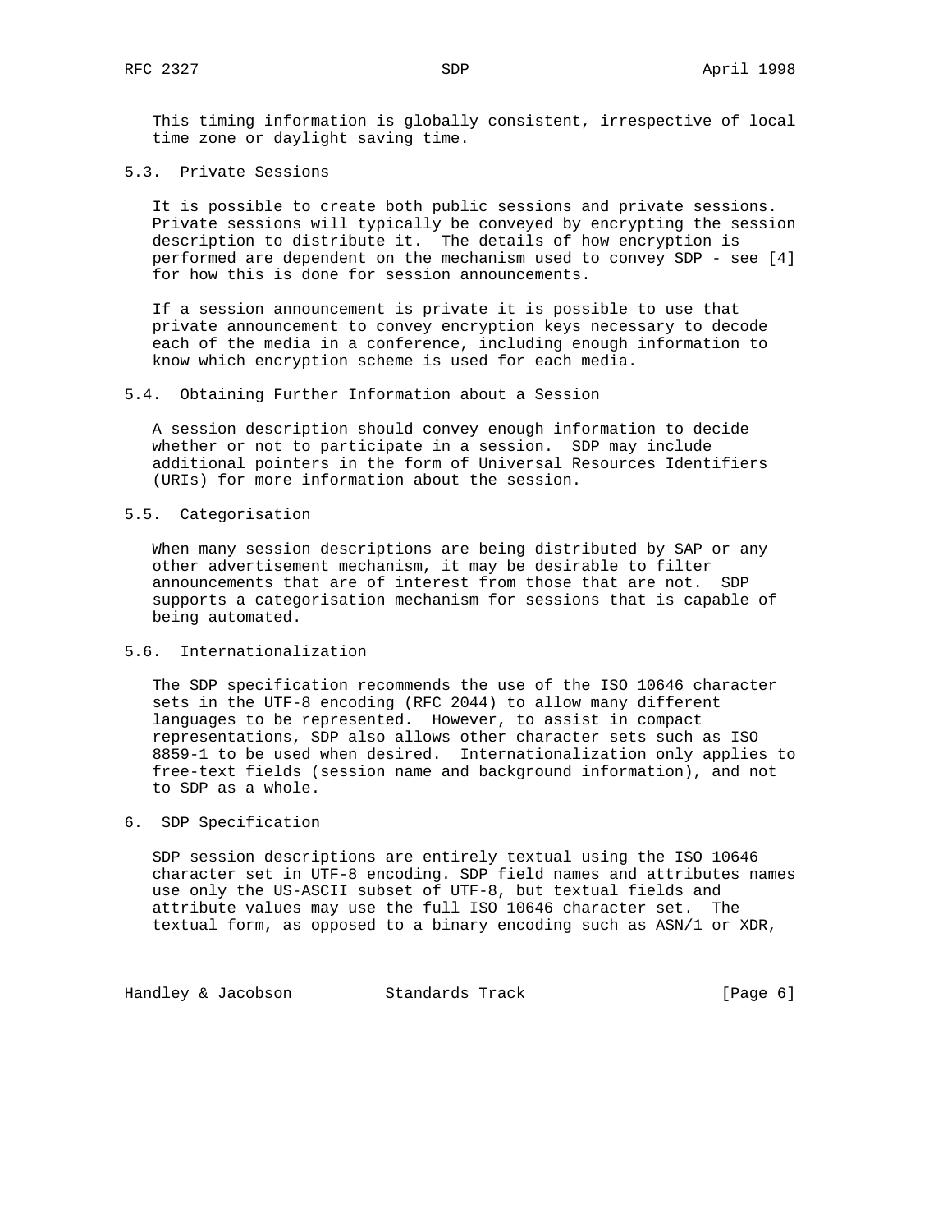This timing information is globally consistent, irrespective of local time zone or daylight saving time.

## 5.3. Private Sessions

It is possible to create both public sessions and private sessions. Private sessions will typically be conveyed by encrypting the session description to distribute it. The details of how encryption is performed are dependent on the mechanism used to convey SDP - see [4] for how this is done for session announcements.

If a session announcement is private it is possible to use that private announcement to convey encryption keys necessary to decode each of the media in a conference, including enough information to know which encryption scheme is used for each media.

## 5.4. Obtaining Further Information about a Session

A session description should convey enough information to decide whether or not to participate in a session. SDP may include additional pointers in the form of Universal Resources Identifiers (URIs) for more information about the session.

## 5.5. Categorisation

When many session descriptions are being distributed by SAP or any other advertisement mechanism, it may be desirable to filter announcements that are of interest from those that are not. SDP supports a categorisation mechanism for sessions that is capable of being automated.

## 5.6. Internationalization

The SDP specification recommends the use of the ISO 10646 character sets in the UTF-8 encoding (RFC 2044) to allow many different languages to be represented. However, to assist in compact representations, SDP also allows other character sets such as ISO 8859-1 to be used when desired. Internationalization only applies to free-text fields (session name and background information), and not to SDP as a whole.

# 6. SDP Specification

SDP session descriptions are entirely textual using the ISO 10646 character set in UTF-8 encoding. SDP field names and attributes names use only the US-ASCII subset of UTF-8, but textual fields and attribute values may use the full ISO 10646 character set. The textual form, as opposed to a binary encoding such as ASN/1 or XDR,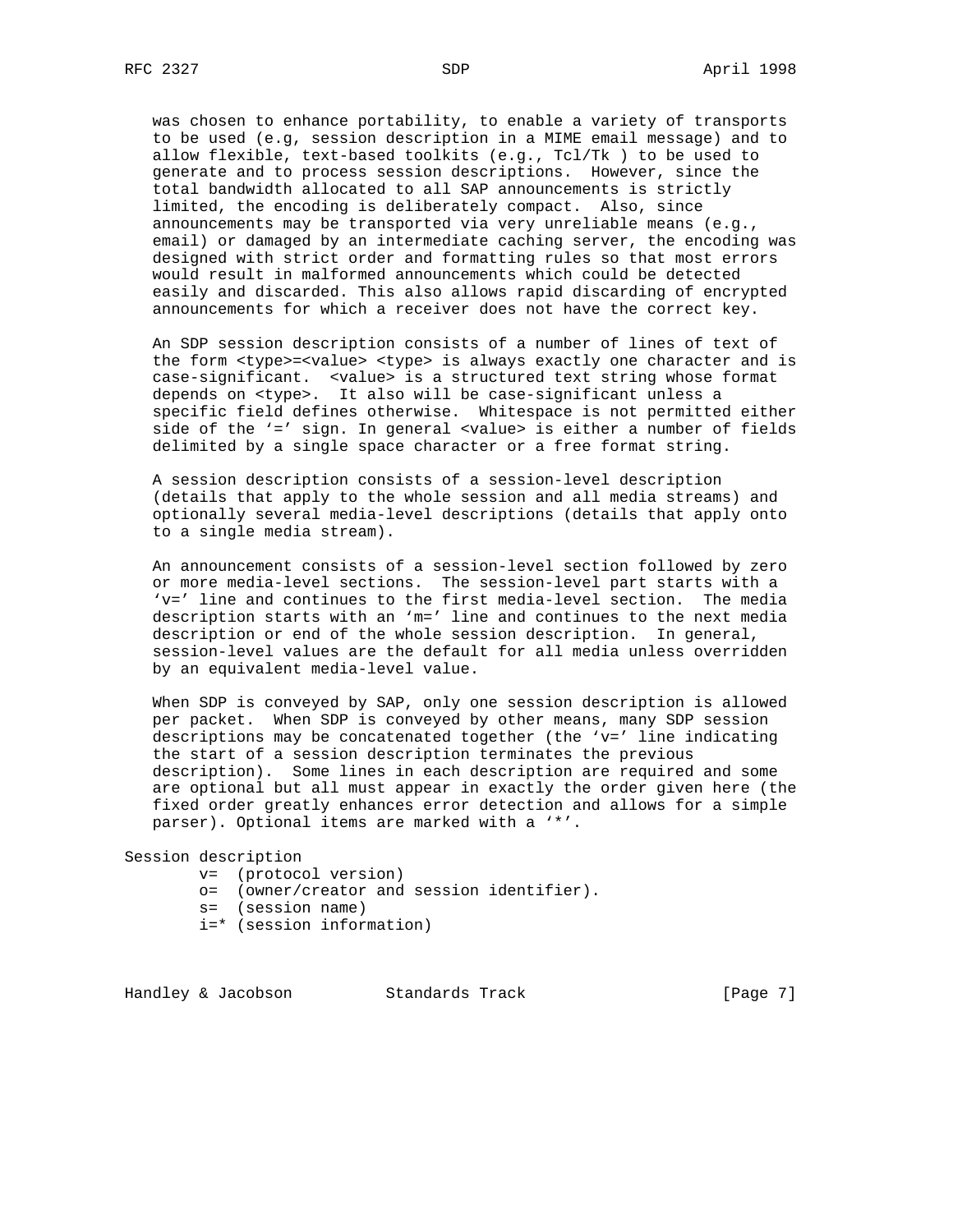was chosen to enhance portability, to enable a variety of transports to be used (e.g, session description in a MIME email message) and to allow flexible, text-based toolkits (e.g., Tcl/Tk ) to be used to generate and to process session descriptions. However, since the total bandwidth allocated to all SAP announcements is strictly limited, the encoding is deliberately compact. Also, since announcements may be transported via very unreliable means (e.g., email) or damaged by an intermediate caching server, the encoding was designed with strict order and formatting rules so that most errors would result in malformed announcements which could be detected easily and discarded. This also allows rapid discarding of encrypted announcements for which a receiver does not have the correct key.

An SDP session description consists of a number of lines of text of the form <type>=<value> <type> is always exactly one character and is case-significant. <value> is a structured text string whose format depends on <type>. It also will be case-significant unless a specific field defines otherwise. Whitespace is not permitted either side of the '=' sign. In general <value> is either a number of fields delimited by a single space character or a free format string.

A session description consists of a session-level description (details that apply to the whole session and all media streams) and optionally several media-level descriptions (details that apply onto to a single media stream).

An announcement consists of a session-level section followed by zero or more media-level sections. The session-level part starts with a 'v=' line and continues to the first media-level section. The media description starts with an 'm=' line and continues to the next media description or end of the whole session description. In general, session-level values are the default for all media unless overridden by an equivalent media-level value.

When SDP is conveyed by SAP, only one session description is allowed per packet. When SDP is conveyed by other means, many SDP session descriptions may be concatenated together (the 'v=' line indicating the start of a session description terminates the previous description). Some lines in each description are required and some are optional but all must appear in exactly the order given here (the fixed order greatly enhances error detection and allows for a simple parser). Optional items are marked with a '*'.

```
Session description
       v=  (protocol version)
       o=  (owner/creator and session identifier).
       s=  (session name)
       i=* (session information)
```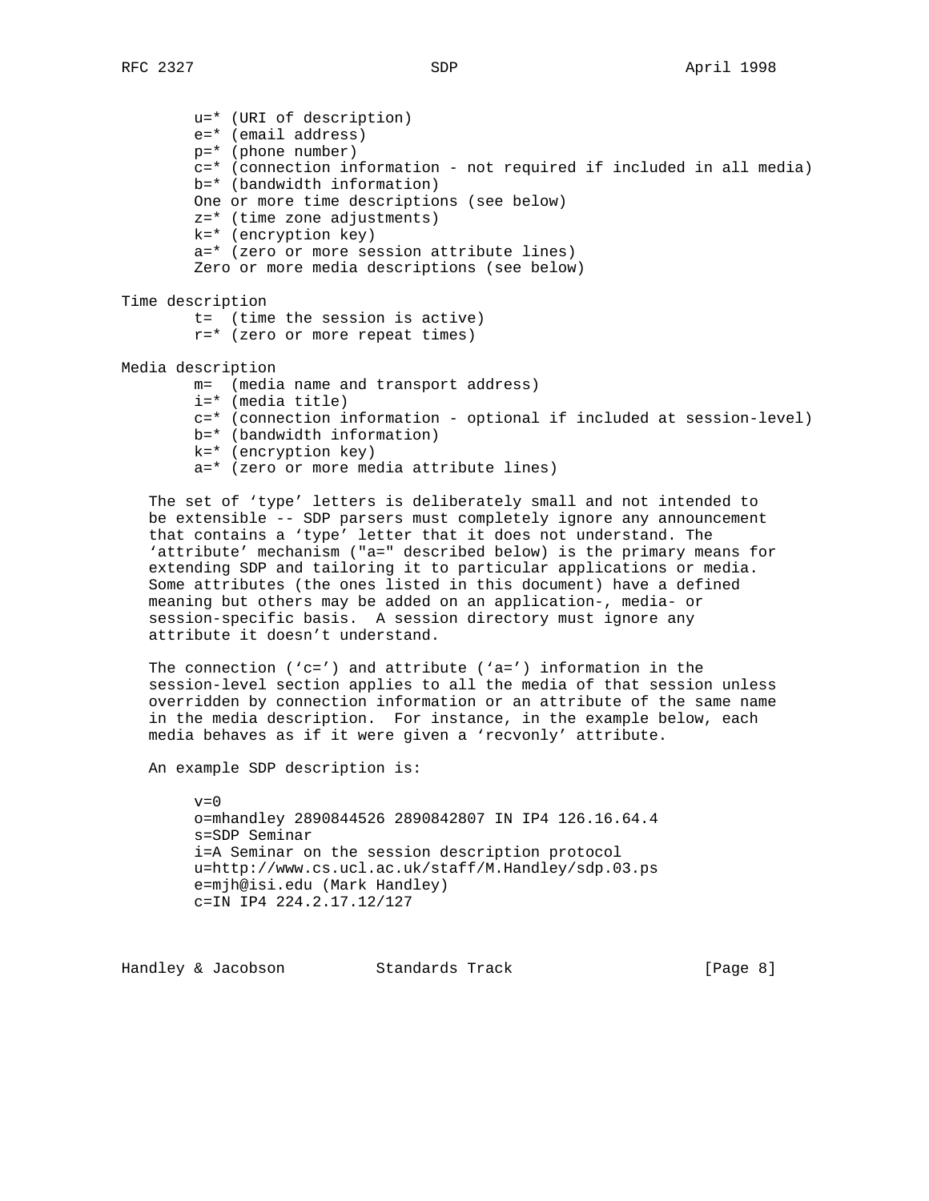```
        u=* (URI of description)
        e=* (email address)
        p=* (phone number)
        c=* (connection information - not required if included in all media)
        b=* (bandwidth information)
        One or more time descriptions (see below)
        z=* (time zone adjustments)
        k=* (encryption key)
        a=* (zero or more session attribute lines)
        Zero or more media descriptions (see below)

Time description
        t=  (time the session is active)
        r=* (zero or more repeat times)

Media description
        m=  (media name and transport address)
        i=* (media title)
        c=* (connection information - optional if included at session-level)
        b=* (bandwidth information)
        k=* (encryption key)
        a=* (zero or more media attribute lines)
```

The set of 'type' letters is deliberately small and not intended to be extensible -- SDP parsers must completely ignore any announcement that contains a 'type' letter that it does not understand. The 'attribute' mechanism ("a=" described below) is the primary means for extending SDP and tailoring it to particular applications or media. Some attributes (the ones listed in this document) have a defined meaning but others may be added on an application-, media- or session-specific basis. A session directory must ignore any attribute it doesn't understand.

The connection ('c=') and attribute ('a=') information in the session-level section applies to all the media of that session unless overridden by connection information or an attribute of the same name in the media description. For instance, in the example below, each media behaves as if it were given a 'recvonly' attribute.

An example SDP description is:

```
v=0
o=mhandley 2890844526 2890842807 IN IP4 126.16.64.4
s=SDP Seminar
i=A Seminar on the session description protocol
u=http://www.cs.ucl.ac.uk/staff/M.Handley/sdp.03.ps
e=mjh@isi.edu (Mark Handley)
c=IN IP4 224.2.17.12/127
```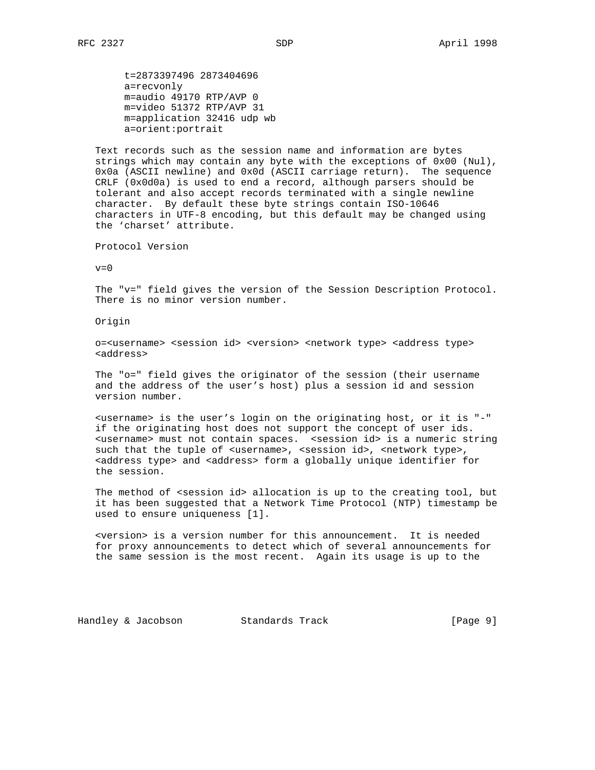```
t=2873397496 2873404696
a=recvonly
m=audio 49170 RTP/AVP 0
m=video 51372 RTP/AVP 31
m=application 32416 udp wb
a=orient:portrait
```

Text records such as the session name and information are bytes strings which may contain any byte with the exceptions of 0x00 (Nul), 0x0a (ASCII newline) and 0x0d (ASCII carriage return). The sequence CRLF (0x0d0a) is used to end a record, although parsers should be tolerant and also accept records terminated with a single newline character. By default these byte strings contain ISO-10646 characters in UTF-8 encoding, but this default may be changed using the 'charset' attribute.

Protocol Version

```
v=0
```

The "v=" field gives the version of the Session Description Protocol. There is no minor version number.

Origin

```
o=<username> <session id> <version> <network type> <address type>
<address>
```

The "o=" field gives the originator of the session (their username and the address of the user's host) plus a session id and session version number.

<username> is the user's login on the originating host, or it is "-" if the originating host does not support the concept of user ids. <username> must not contain spaces. <session id> is a numeric string such that the tuple of <username>, <session id>, <network type>, <address type> and <address> form a globally unique identifier for the session.

The method of <session id> allocation is up to the creating tool, but it has been suggested that a Network Time Protocol (NTP) timestamp be used to ensure uniqueness [1].

<version> is a version number for this announcement. It is needed for proxy announcements to detect which of several announcements for the same session is the most recent. Again its usage is up to the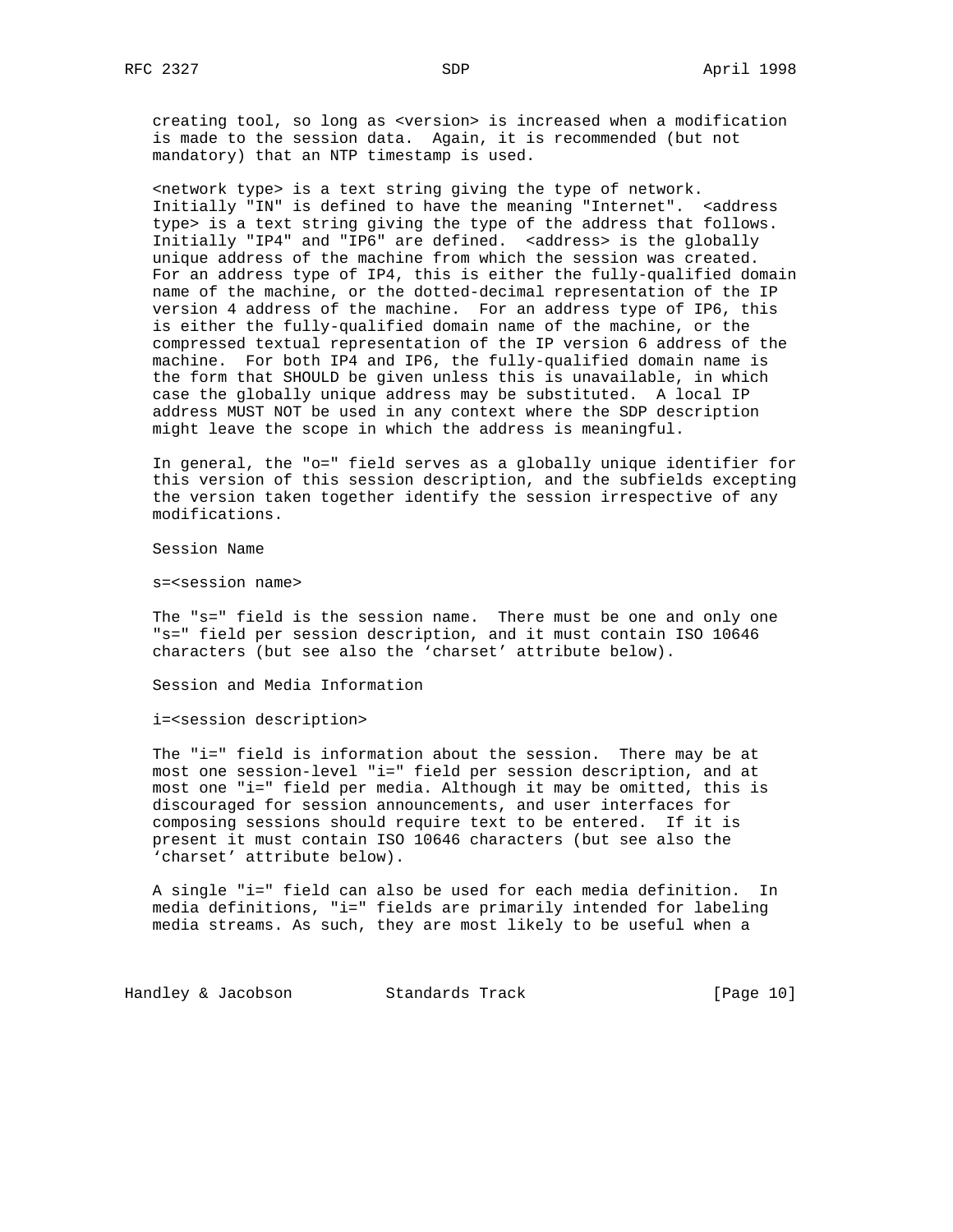creating tool, so long as <version> is increased when a modification is made to the session data. Again, it is recommended (but not mandatory) that an NTP timestamp is used.

<network type> is a text string giving the type of network. Initially "IN" is defined to have the meaning "Internet". <address type> is a text string giving the type of the address that follows. Initially "IP4" and "IP6" are defined. <address> is the globally unique address of the machine from which the session was created. For an address type of IP4, this is either the fully-qualified domain name of the machine, or the dotted-decimal representation of the IP version 4 address of the machine. For an address type of IP6, this is either the fully-qualified domain name of the machine, or the compressed textual representation of the IP version 6 address of the machine. For both IP4 and IP6, the fully-qualified domain name is the form that SHOULD be given unless this is unavailable, in which case the globally unique address may be substituted. A local IP address MUST NOT be used in any context where the SDP description might leave the scope in which the address is meaningful.

In general, the "o=" field serves as a globally unique identifier for this version of this session description, and the subfields excepting the version taken together identify the session irrespective of any modifications.

Session Name

s=<session name>

The "s=" field is the session name. There must be one and only one "s=" field per session description, and it must contain ISO 10646 characters (but see also the ‘charset’ attribute below).

Session and Media Information

i=<session description>

The "i=" field is information about the session. There may be at most one session-level "i=" field per session description, and at most one "i=" field per media. Although it may be omitted, this is discouraged for session announcements, and user interfaces for composing sessions should require text to be entered. If it is present it must contain ISO 10646 characters (but see also the ‘charset’ attribute below).

A single "i=" field can also be used for each media definition. In media definitions, "i=" fields are primarily intended for labeling media streams. As such, they are most likely to be useful when a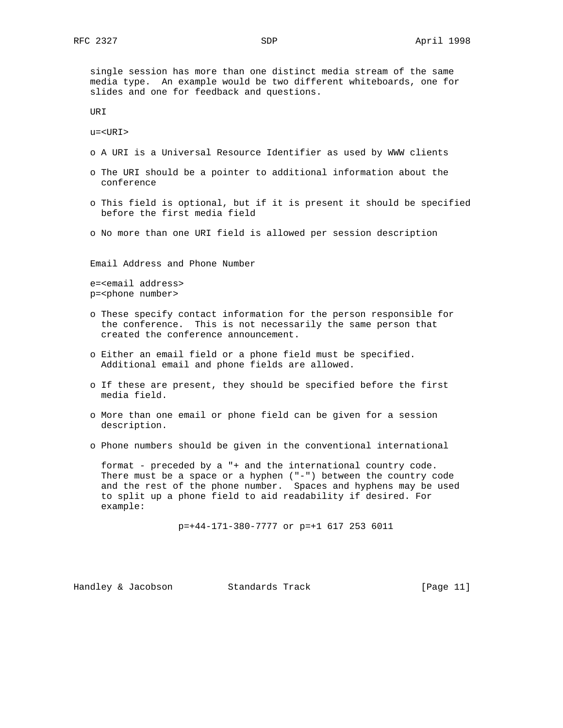single session has more than one distinct media stream of the same media type. An example would be two different whiteboards, one for slides and one for feedback and questions.

URI

u=<URI>

- A URI is a Universal Resource Identifier as used by WWW clients
- The URI should be a pointer to additional information about the conference
- This field is optional, but if it is present it should be specified before the first media field
- No more than one URI field is allowed per session description

Email Address and Phone Number

e=<email address>
p=<phone number>

- These specify contact information for the person responsible for the conference. This is not necessarily the same person that created the conference announcement.
- Either an email field or a phone field must be specified. Additional email and phone fields are allowed.
- If these are present, they should be specified before the first media field.
- More than one email or phone field can be given for a session description.
- Phone numbers should be given in the conventional international

  format - preceded by a "+ and the international country code. There must be a space or a hyphen ("-") between the country code and the rest of the phone number. Spaces and hyphens may be used to split up a phone field to aid readability if desired. For example:

  p=+44-171-380-7777 or p=+1 617 253 6011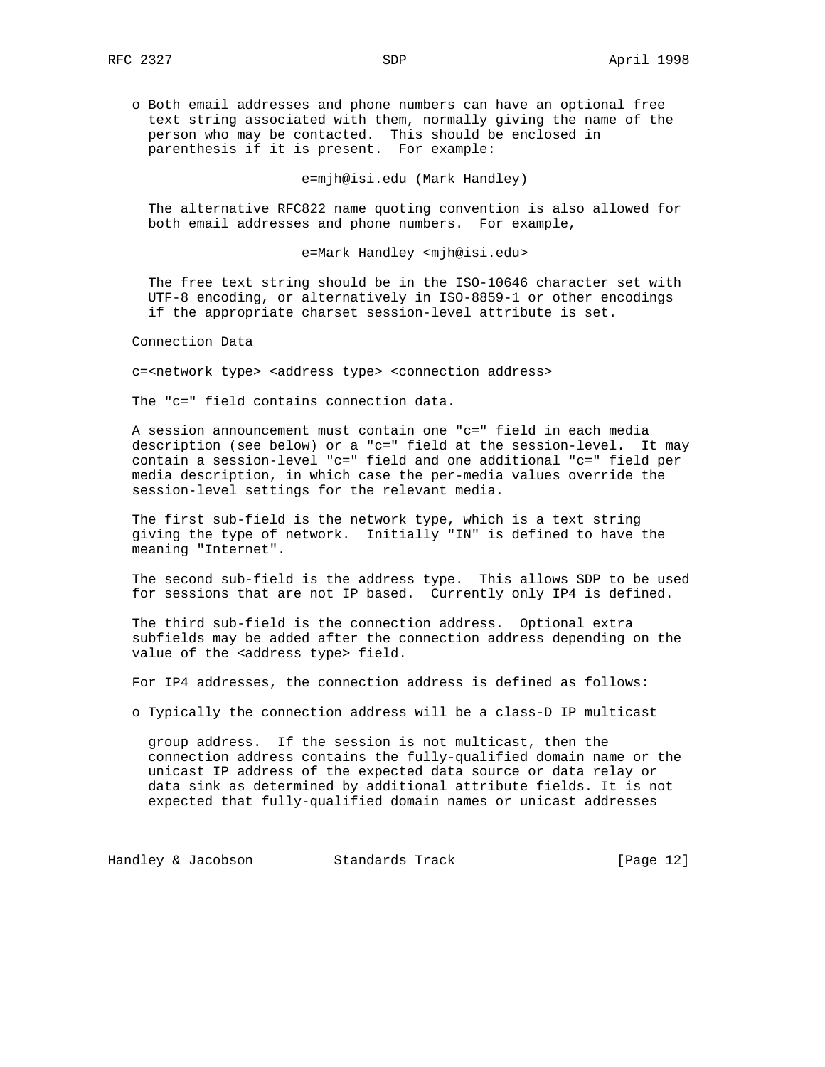o Both email addresses and phone numbers can have an optional free text string associated with them, normally giving the name of the person who may be contacted. This should be enclosed in parenthesis if it is present. For example:

```
e=mjh@isi.edu (Mark Handley)
```

The alternative RFC822 name quoting convention is also allowed for both email addresses and phone numbers. For example,

```
e=Mark Handley <mjh@isi.edu>
```

The free text string should be in the ISO-10646 character set with UTF-8 encoding, or alternatively in ISO-8859-1 or other encodings if the appropriate charset session-level attribute is set.

Connection Data

```
c=<network type> <address type> <connection address>
```

The "c=" field contains connection data.

A session announcement must contain one "c=" field in each media description (see below) or a "c=" field at the session-level. It may contain a session-level "c=" field and one additional "c=" field per media description, in which case the per-media values override the session-level settings for the relevant media.

The first sub-field is the network type, which is a text string giving the type of network. Initially "IN" is defined to have the meaning "Internet".

The second sub-field is the address type. This allows SDP to be used for sessions that are not IP based. Currently only IP4 is defined.

The third sub-field is the connection address. Optional extra subfields may be added after the connection address depending on the value of the <address type> field.

For IP4 addresses, the connection address is defined as follows:

o Typically the connection address will be a class-D IP multicast group address. If the session is not multicast, then the connection address contains the fully-qualified domain name or the unicast IP address of the expected data source or data relay or data sink as determined by additional attribute fields. It is not expected that fully-qualified domain names or unicast addresses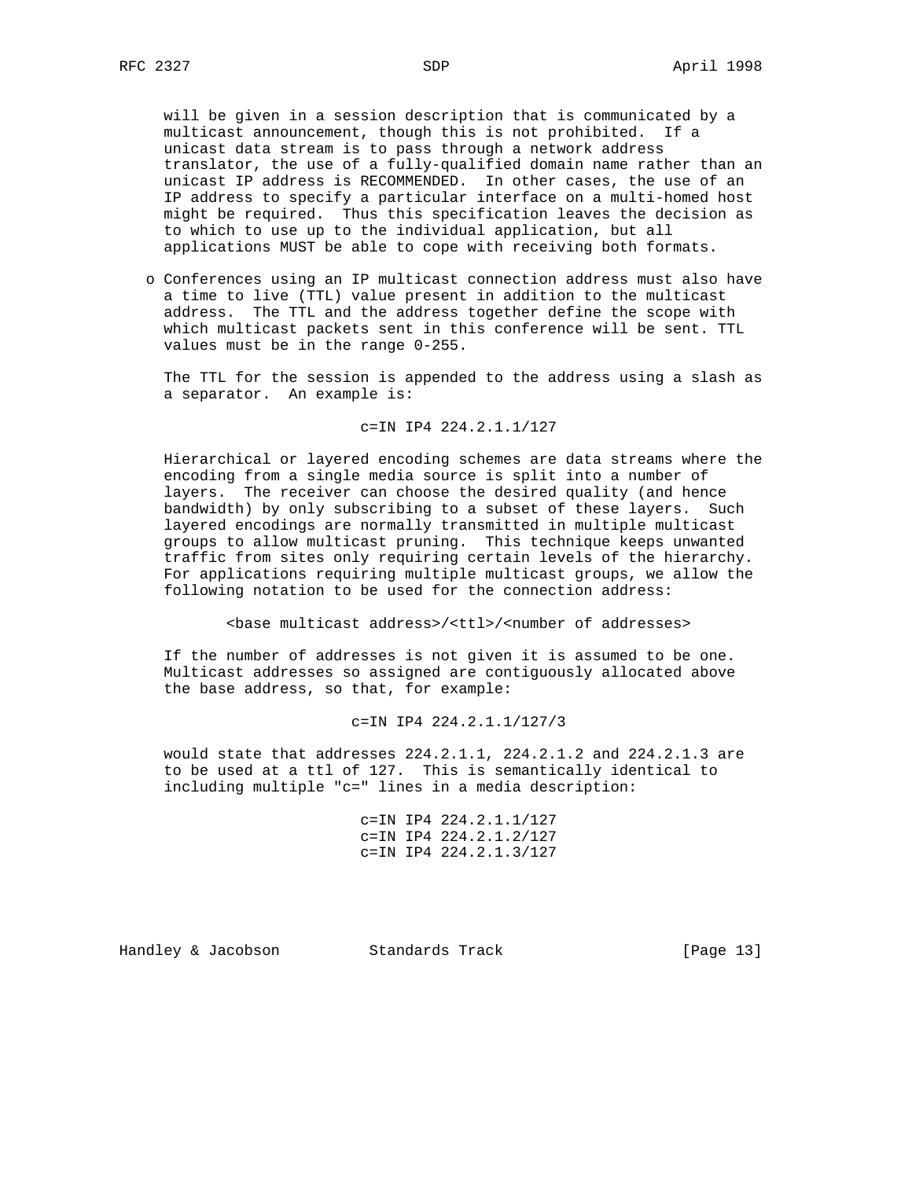will be given in a session description that is communicated by a multicast announcement, though this is not prohibited. If a unicast data stream is to pass through a network address translator, the use of a fully-qualified domain name rather than an unicast IP address is RECOMMENDED. In other cases, the use of an IP address to specify a particular interface on a multi-homed host might be required. Thus this specification leaves the decision as to which to use up to the individual application, but all applications MUST be able to cope with receiving both formats.

- Conferences using an IP multicast connection address must also have a time to live (TTL) value present in addition to the multicast address. The TTL and the address together define the scope with which multicast packets sent in this conference will be sent. TTL values must be in the range 0-255.

  The TTL for the session is appended to the address using a slash as a separator. An example is:

  ```
  c=IN IP4 224.2.1.1/127
  ```

  Hierarchical or layered encoding schemes are data streams where the encoding from a single media source is split into a number of layers. The receiver can choose the desired quality (and hence bandwidth) by only subscribing to a subset of these layers. Such layered encodings are normally transmitted in multiple multicast groups to allow multicast pruning. This technique keeps unwanted traffic from sites only requiring certain levels of the hierarchy. For applications requiring multiple multicast groups, we allow the following notation to be used for the connection address:

  ```
  <base multicast address>/<ttl>/<number of addresses>
  ```

  If the number of addresses is not given it is assumed to be one. Multicast addresses so assigned are contiguously allocated above the base address, so that, for example:

  ```
  c=IN IP4 224.2.1.1/127/3
  ```

  would state that addresses 224.2.1.1, 224.2.1.2 and 224.2.1.3 are to be used at a ttl of 127. This is semantically identical to including multiple "c=" lines in a media description:

  ```
  c=IN IP4 224.2.1.1/127
  c=IN IP4 224.2.1.2/127
  c=IN IP4 224.2.1.3/127
  ```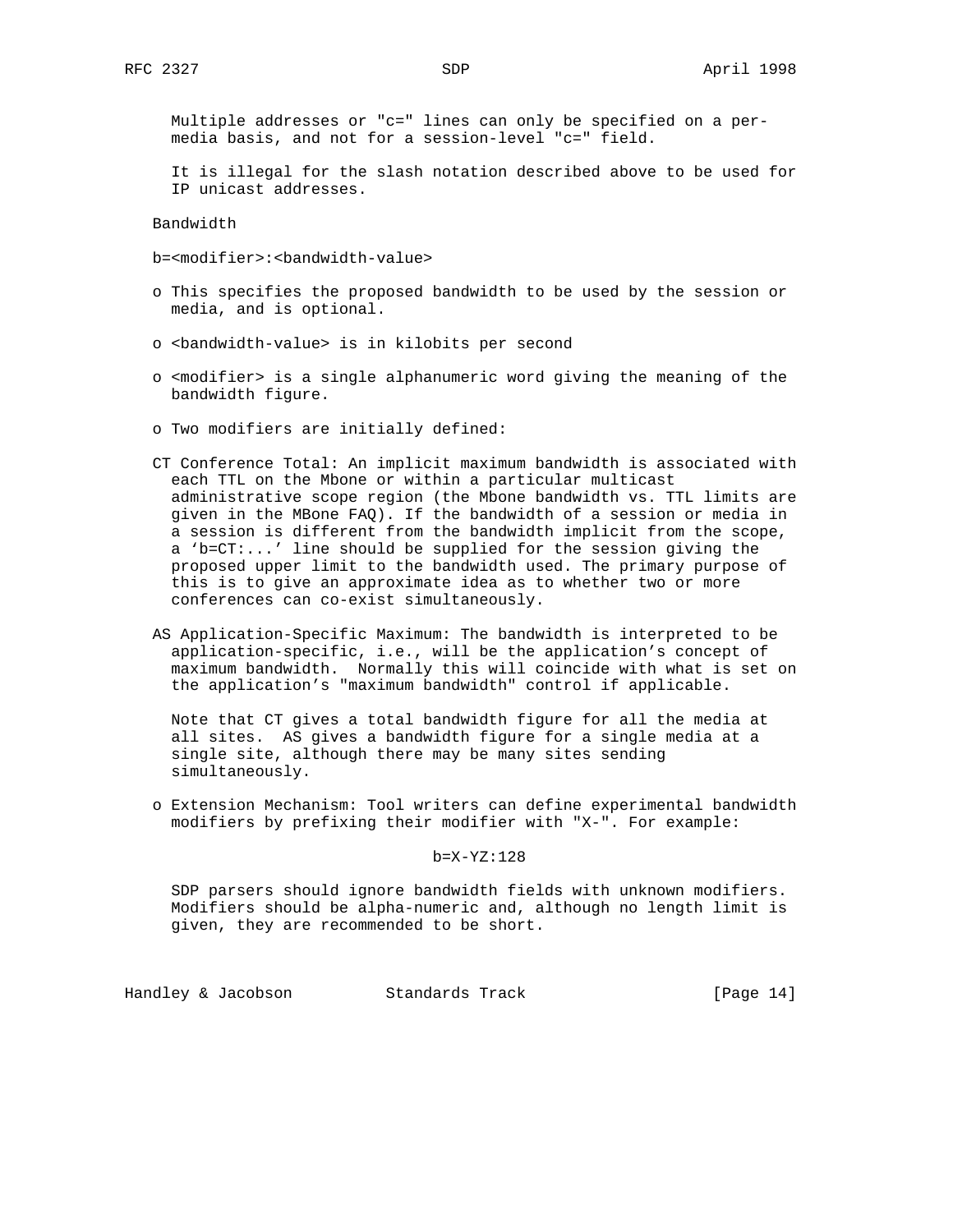Multiple addresses or "c=" lines can only be specified on a per-media basis, and not for a session-level "c=" field.

It is illegal for the slash notation described above to be used for IP unicast addresses.

## Bandwidth

b=<modifier>:<bandwidth-value>

- This specifies the proposed bandwidth to be used by the session or media, and is optional.
- <bandwidth-value> is in kilobits per second
- <modifier> is a single alphanumeric word giving the meaning of the bandwidth figure.
- Two modifiers are initially defined:

CT Conference Total: An implicit maximum bandwidth is associated with each TTL on the Mbone or within a particular multicast administrative scope region (the Mbone bandwidth vs. TTL limits are given in the MBone FAQ). If the bandwidth of a session or media in a session is different from the bandwidth implicit from the scope, a 'b=CT:...' line should be supplied for the session giving the proposed upper limit to the bandwidth used. The primary purpose of this is to give an approximate idea as to whether two or more conferences can co-exist simultaneously.

AS Application-Specific Maximum: The bandwidth is interpreted to be application-specific, i.e., will be the application's concept of maximum bandwidth. Normally this will coincide with what is set on the application's "maximum bandwidth" control if applicable.

Note that CT gives a total bandwidth figure for all the media at all sites. AS gives a bandwidth figure for a single media at a single site, although there may be many sites sending simultaneously.

- Extension Mechanism: Tool writers can define experimental bandwidth modifiers by prefixing their modifier with "X-". For example:

```
b=X-YZ:128
```

SDP parsers should ignore bandwidth fields with unknown modifiers. Modifiers should be alpha-numeric and, although no length limit is given, they are recommended to be short.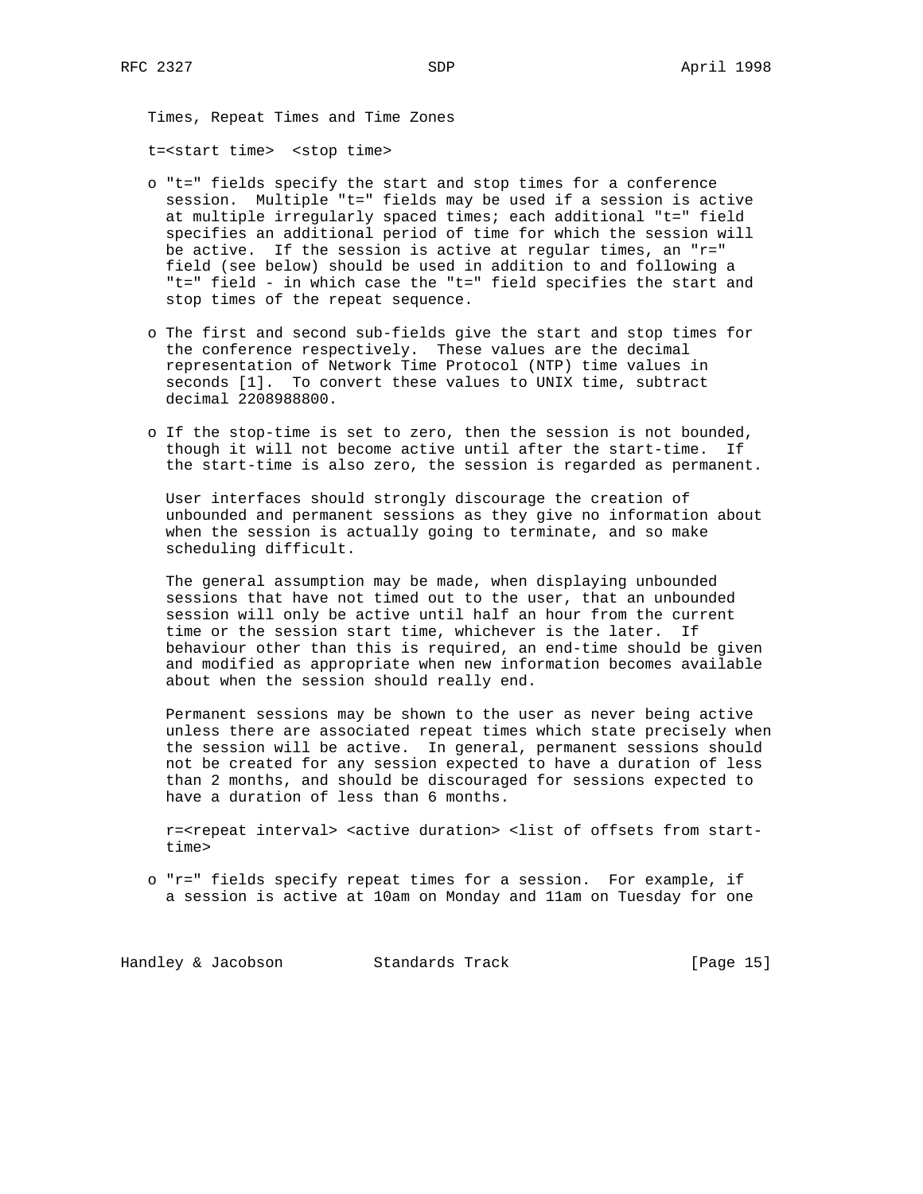## Times, Repeat Times and Time Zones

t=<start time>  <stop time>

- "t=" fields specify the start and stop times for a conference session. Multiple "t=" fields may be used if a session is active at multiple irregularly spaced times; each additional "t=" field specifies an additional period of time for which the session will be active. If the session is active at regular times, an "r=" field (see below) should be used in addition to and following a "t=" field - in which case the "t=" field specifies the start and stop times of the repeat sequence.

- The first and second sub-fields give the start and stop times for the conference respectively. These values are the decimal representation of Network Time Protocol (NTP) time values in seconds [1]. To convert these values to UNIX time, subtract decimal 2208988800.

- If the stop-time is set to zero, then the session is not bounded, though it will not become active until after the start-time. If the start-time is also zero, the session is regarded as permanent.

  User interfaces should strongly discourage the creation of unbounded and permanent sessions as they give no information about when the session is actually going to terminate, and so make scheduling difficult.

  The general assumption may be made, when displaying unbounded sessions that have not timed out to the user, that an unbounded session will only be active until half an hour from the current time or the session start time, whichever is the later. If behaviour other than this is required, an end-time should be given and modified as appropriate when new information becomes available about when the session should really end.

  Permanent sessions may be shown to the user as never being active unless there are associated repeat times which state precisely when the session will be active. In general, permanent sessions should not be created for any session expected to have a duration of less than 2 months, and should be discouraged for sessions expected to have a duration of less than 6 months.

  r=<repeat interval> <active duration> <list of offsets from start-time>

- "r=" fields specify repeat times for a session. For example, if a session is active at 10am on Monday and 11am on Tuesday for one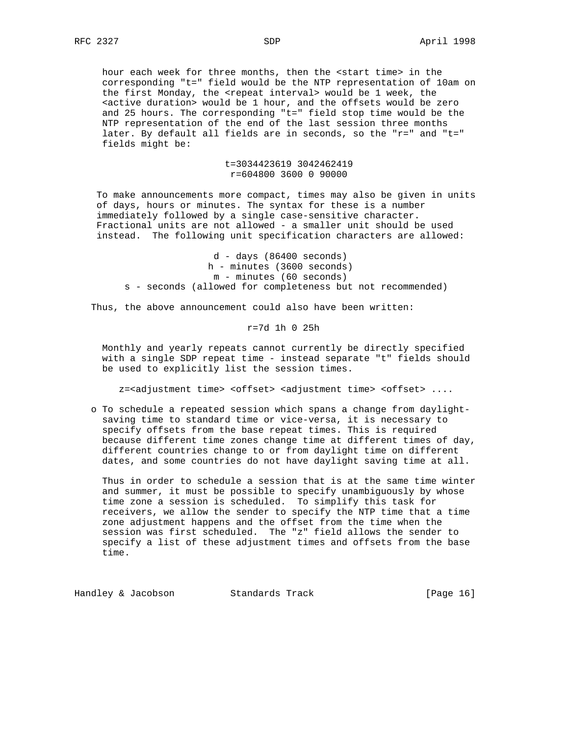hour each week for three months, then the <start time> in the corresponding "t=" field would be the NTP representation of 10am on the first Monday, the <repeat interval> would be 1 week, the <active duration> would be 1 hour, and the offsets would be zero and 25 hours. The corresponding "t=" field stop time would be the NTP representation of the end of the last session three months later. By default all fields are in seconds, so the "r=" and "t=" fields might be:

```
t=3034423619 3042462419
r=604800 3600 0 90000
```

To make announcements more compact, times may also be given in units of days, hours or minutes. The syntax for these is a number immediately followed by a single case-sensitive character. Fractional units are not allowed - a smaller unit should be used instead. The following unit specification characters are allowed:

```
d - days (86400 seconds)
h - minutes (3600 seconds)
m - minutes (60 seconds)
s - seconds (allowed for completeness but not recommended)
```

Thus, the above announcement could also have been written:

```
r=7d 1h 0 25h
```

Monthly and yearly repeats cannot currently be directly specified with a single SDP repeat time - instead separate "t" fields should be used to explicitly list the session times.

```
z=<adjustment time> <offset> <adjustment time> <offset> ....
```

- o To schedule a repeated session which spans a change from daylight-saving time to standard time or vice-versa, it is necessary to specify offsets from the base repeat times. This is required because different time zones change time at different times of day, different countries change to or from daylight time on different dates, and some countries do not have daylight saving time at all.

  Thus in order to schedule a session that is at the same time winter and summer, it must be possible to specify unambiguously by whose time zone a session is scheduled. To simplify this task for receivers, we allow the sender to specify the NTP time that a time zone adjustment happens and the offset from the time when the session was first scheduled. The "z" field allows the sender to specify a list of these adjustment times and offsets from the base time.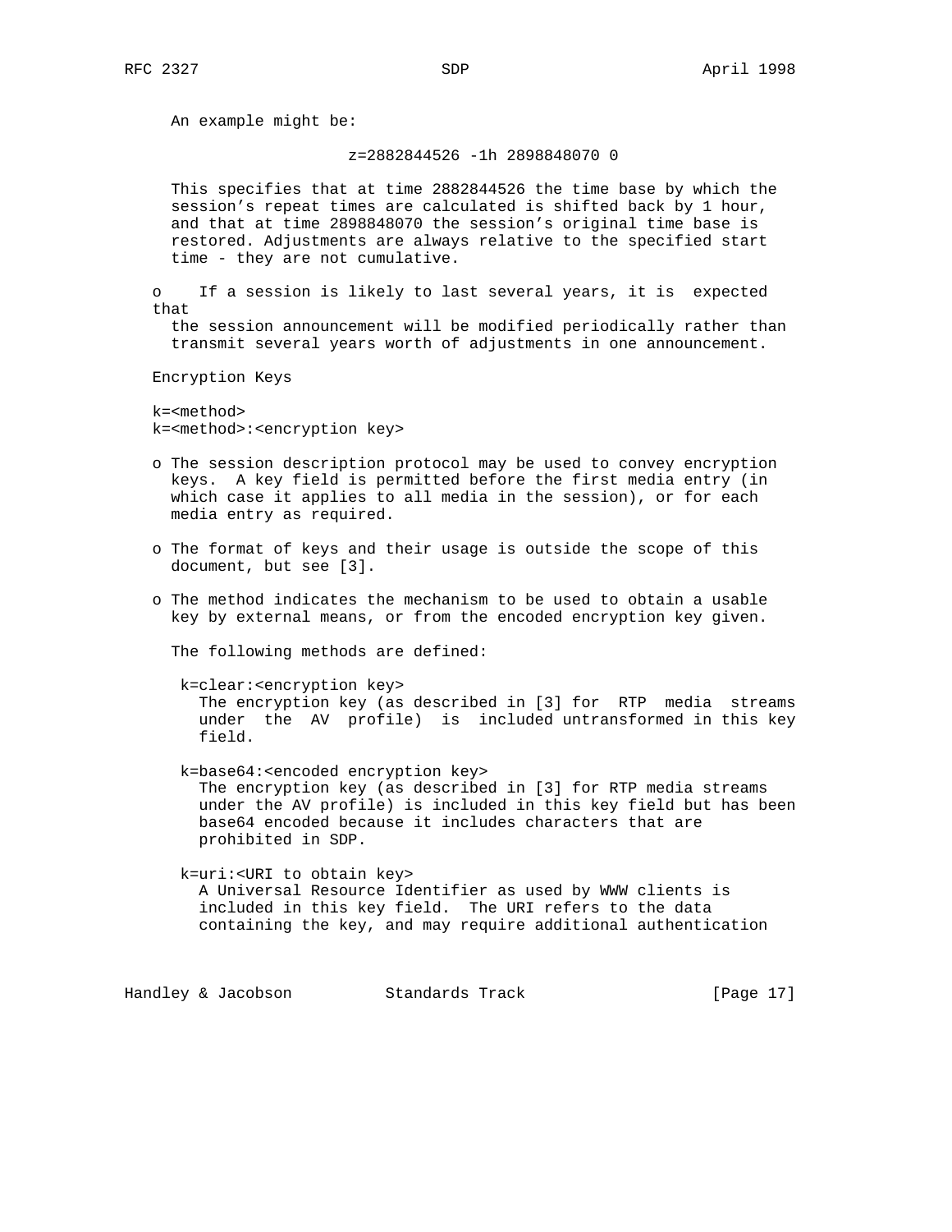An example might be:

```
z=2882844526 -1h 2898848070 0
```

This specifies that at time 2882844526 the time base by which the session's repeat times are calculated is shifted back by 1 hour, and that at time 2898848070 the session's original time base is restored. Adjustments are always relative to the specified start time - they are not cumulative.

o If a session is likely to last several years, it is expected that the session announcement will be modified periodically rather than transmit several years worth of adjustments in one announcement.

Encryption Keys

```
k=<method>
k=<method>:<encryption key>
```

o The session description protocol may be used to convey encryption keys. A key field is permitted before the first media entry (in which case it applies to all media in the session), or for each media entry as required.

o The format of keys and their usage is outside the scope of this document, but see [3].

o The method indicates the mechanism to be used to obtain a usable key by external means, or from the encoded encryption key given.

The following methods are defined:

k=clear:<encryption key>
The encryption key (as described in [3] for RTP media streams under the AV profile) is included untransformed in this key field.

k=base64:<encoded encryption key>
The encryption key (as described in [3] for RTP media streams under the AV profile) is included in this key field but has been base64 encoded because it includes characters that are prohibited in SDP.

k=uri:<URI to obtain key>
A Universal Resource Identifier as used by WWW clients is included in this key field. The URI refers to the data containing the key, and may require additional authentication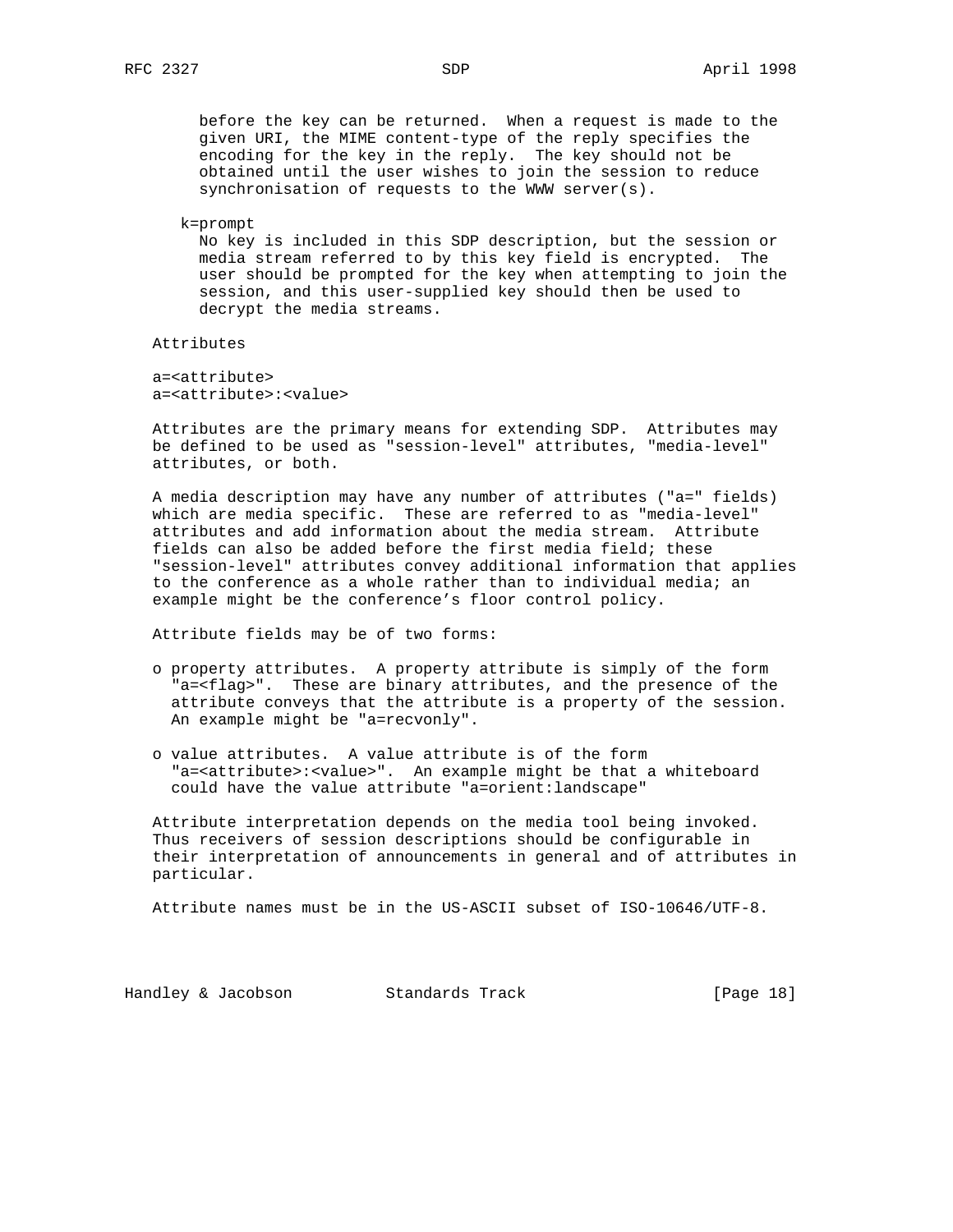before the key can be returned. When a request is made to the given URI, the MIME content-type of the reply specifies the encoding for the key in the reply. The key should not be obtained until the user wishes to join the session to reduce synchronisation of requests to the WWW server(s).

k=prompt

No key is included in this SDP description, but the session or media stream referred to by this key field is encrypted. The user should be prompted for the key when attempting to join the session, and this user-supplied key should then be used to decrypt the media streams.

Attributes

```
a=<attribute>
a=<attribute>:<value>
```

Attributes are the primary means for extending SDP. Attributes may be defined to be used as "session-level" attributes, "media-level" attributes, or both.

A media description may have any number of attributes ("a=" fields) which are media specific. These are referred to as "media-level" attributes and add information about the media stream. Attribute fields can also be added before the first media field; these "session-level" attributes convey additional information that applies to the conference as a whole rather than to individual media; an example might be the conference's floor control policy.

Attribute fields may be of two forms:

- property attributes. A property attribute is simply of the form "a=<flag>". These are binary attributes, and the presence of the attribute conveys that the attribute is a property of the session. An example might be "a=recvonly".

- value attributes. A value attribute is of the form "a=<attribute>:<value>". An example might be that a whiteboard could have the value attribute "a=orient:landscape"

Attribute interpretation depends on the media tool being invoked. Thus receivers of session descriptions should be configurable in their interpretation of announcements in general and of attributes in particular.

Attribute names must be in the US-ASCII subset of ISO-10646/UTF-8.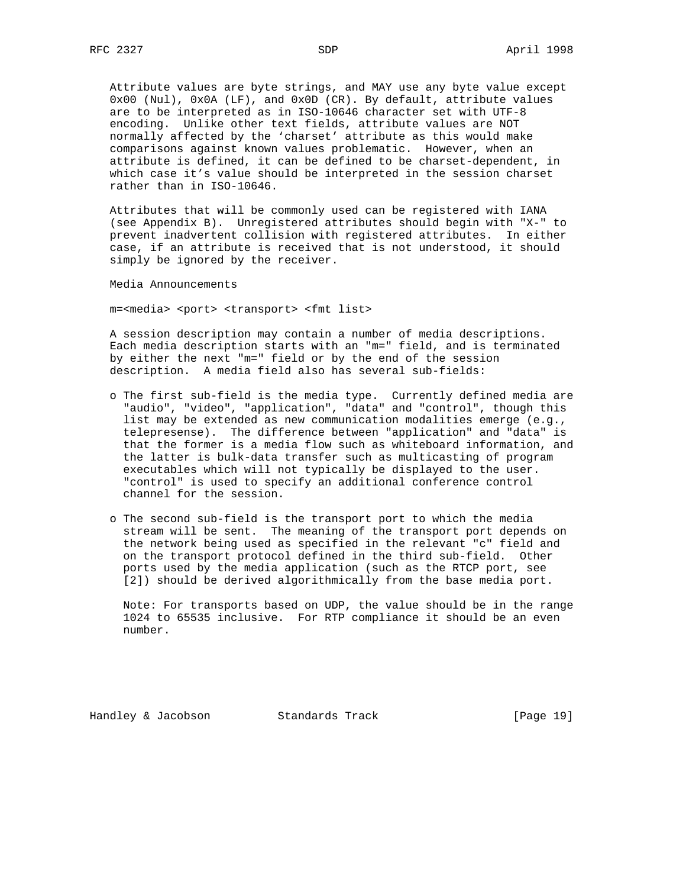Attribute values are byte strings, and MAY use any byte value except 0x00 (Nul), 0x0A (LF), and 0x0D (CR). By default, attribute values are to be interpreted as in ISO-10646 character set with UTF-8 encoding. Unlike other text fields, attribute values are NOT normally affected by the 'charset' attribute as this would make comparisons against known values problematic. However, when an attribute is defined, it can be defined to be charset-dependent, in which case it's value should be interpreted in the session charset rather than in ISO-10646.

Attributes that will be commonly used can be registered with IANA (see Appendix B). Unregistered attributes should begin with "X-" to prevent inadvertent collision with registered attributes. In either case, if an attribute is received that is not understood, it should simply be ignored by the receiver.

Media Announcements

m=<media> <port> <transport> <fmt list>

A session description may contain a number of media descriptions. Each media description starts with an "m=" field, and is terminated by either the next "m=" field or by the end of the session description. A media field also has several sub-fields:

- The first sub-field is the media type. Currently defined media are "audio", "video", "application", "data" and "control", though this list may be extended as new communication modalities emerge (e.g., telepresense). The difference between "application" and "data" is that the former is a media flow such as whiteboard information, and the latter is bulk-data transfer such as multicasting of program executables which will not typically be displayed to the user. "control" is used to specify an additional conference control channel for the session.

- The second sub-field is the transport port to which the media stream will be sent. The meaning of the transport port depends on the network being used as specified in the relevant "c" field and on the transport protocol defined in the third sub-field. Other ports used by the media application (such as the RTCP port, see [2]) should be derived algorithmically from the base media port.

  Note: For transports based on UDP, the value should be in the range 1024 to 65535 inclusive. For RTP compliance it should be an even number.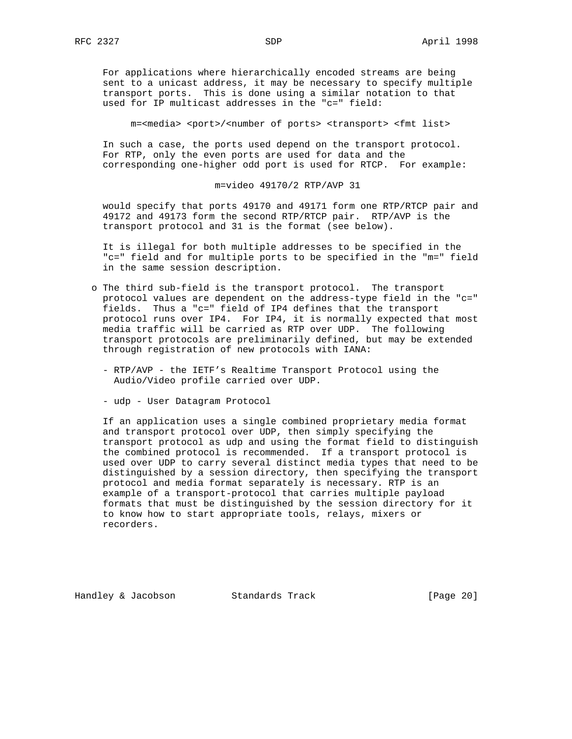For applications where hierarchically encoded streams are being sent to a unicast address, it may be necessary to specify multiple transport ports. This is done using a similar notation to that used for IP multicast addresses in the "c=" field:

```
m=<media> <port>/<number of ports> <transport> <fmt list>
```

In such a case, the ports used depend on the transport protocol. For RTP, only the even ports are used for data and the corresponding one-higher odd port is used for RTCP. For example:

```
m=video 49170/2 RTP/AVP 31
```

would specify that ports 49170 and 49171 form one RTP/RTCP pair and 49172 and 49173 form the second RTP/RTCP pair. RTP/AVP is the transport protocol and 31 is the format (see below).

It is illegal for both multiple addresses to be specified in the "c=" field and for multiple ports to be specified in the "m=" field in the same session description.

- o The third sub-field is the transport protocol. The transport protocol values are dependent on the address-type field in the "c=" fields. Thus a "c=" field of IP4 defines that the transport protocol runs over IP4. For IP4, it is normally expected that most media traffic will be carried as RTP over UDP. The following transport protocols are preliminarily defined, but may be extended through registration of new protocols with IANA:

  - RTP/AVP - the IETF's Realtime Transport Protocol using the Audio/Video profile carried over UDP.

  - udp - User Datagram Protocol

  If an application uses a single combined proprietary media format and transport protocol over UDP, then simply specifying the transport protocol as udp and using the format field to distinguish the combined protocol is recommended. If a transport protocol is used over UDP to carry several distinct media types that need to be distinguished by a session directory, then specifying the transport protocol and media format separately is necessary. RTP is an example of a transport-protocol that carries multiple payload formats that must be distinguished by the session directory for it to know how to start appropriate tools, relays, mixers or recorders.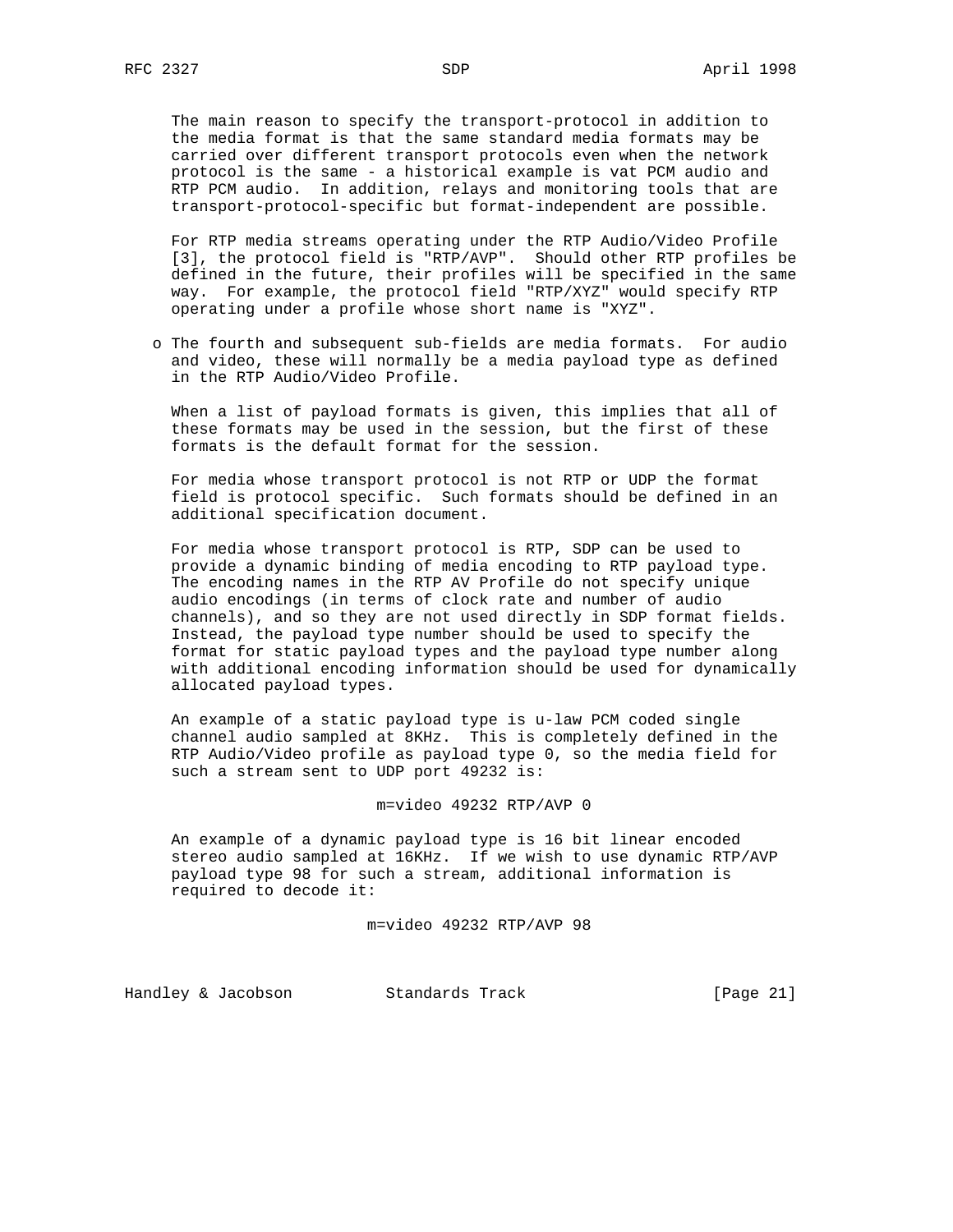The main reason to specify the transport-protocol in addition to the media format is that the same standard media formats may be carried over different transport protocols even when the network protocol is the same - a historical example is vat PCM audio and RTP PCM audio. In addition, relays and monitoring tools that are transport-protocol-specific but format-independent are possible.

For RTP media streams operating under the RTP Audio/Video Profile [3], the protocol field is "RTP/AVP". Should other RTP profiles be defined in the future, their profiles will be specified in the same way. For example, the protocol field "RTP/XYZ" would specify RTP operating under a profile whose short name is "XYZ".

- The fourth and subsequent sub-fields are media formats. For audio and video, these will normally be a media payload type as defined in the RTP Audio/Video Profile.

  When a list of payload formats is given, this implies that all of these formats may be used in the session, but the first of these formats is the default format for the session.

  For media whose transport protocol is not RTP or UDP the format field is protocol specific. Such formats should be defined in an additional specification document.

  For media whose transport protocol is RTP, SDP can be used to provide a dynamic binding of media encoding to RTP payload type. The encoding names in the RTP AV Profile do not specify unique audio encodings (in terms of clock rate and number of audio channels), and so they are not used directly in SDP format fields. Instead, the payload type number should be used to specify the format for static payload types and the payload type number along with additional encoding information should be used for dynamically allocated payload types.

  An example of a static payload type is u-law PCM coded single channel audio sampled at 8KHz. This is completely defined in the RTP Audio/Video profile as payload type 0, so the media field for such a stream sent to UDP port 49232 is:

  ```
  m=video 49232 RTP/AVP 0
  ```

  An example of a dynamic payload type is 16 bit linear encoded stereo audio sampled at 16KHz. If we wish to use dynamic RTP/AVP payload type 98 for such a stream, additional information is required to decode it:

  ```
  m=video 49232 RTP/AVP 98
  ```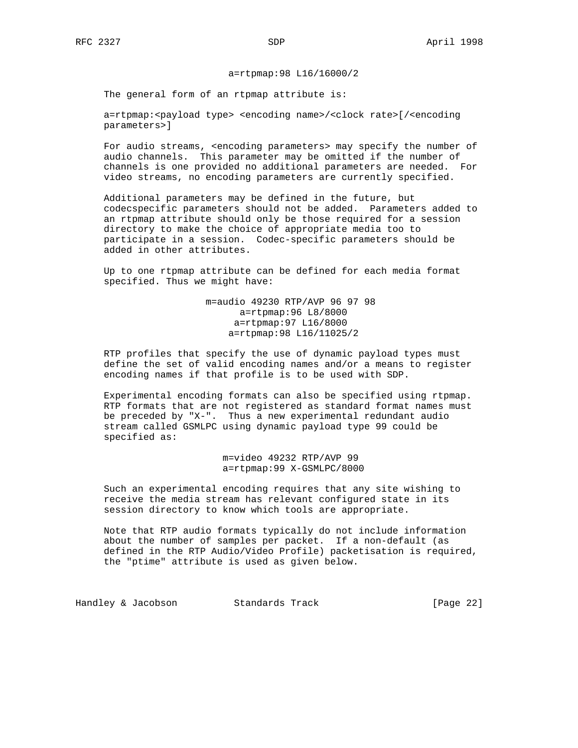```
a=rtpmap:98 L16/16000/2
```

The general form of an rtpmap attribute is:

```
a=rtpmap:<payload type> <encoding name>/<clock rate>[/<encoding
parameters>]
```

For audio streams, <encoding parameters> may specify the number of audio channels. This parameter may be omitted if the number of channels is one provided no additional parameters are needed. For video streams, no encoding parameters are currently specified.

Additional parameters may be defined in the future, but codecspecific parameters should not be added. Parameters added to an rtpmap attribute should only be those required for a session directory to make the choice of appropriate media too to participate in a session. Codec-specific parameters should be added in other attributes.

Up to one rtpmap attribute can be defined for each media format specified. Thus we might have:

```
m=audio 49230 RTP/AVP 96 97 98
a=rtpmap:96 L8/8000
a=rtpmap:97 L16/8000
a=rtpmap:98 L16/11025/2
```

RTP profiles that specify the use of dynamic payload types must define the set of valid encoding names and/or a means to register encoding names if that profile is to be used with SDP.

Experimental encoding formats can also be specified using rtpmap. RTP formats that are not registered as standard format names must be preceded by "X-". Thus a new experimental redundant audio stream called GSMLPC using dynamic payload type 99 could be specified as:

```
m=video 49232 RTP/AVP 99
a=rtpmap:99 X-GSMLPC/8000
```

Such an experimental encoding requires that any site wishing to receive the media stream has relevant configured state in its session directory to know which tools are appropriate.

Note that RTP audio formats typically do not include information about the number of samples per packet. If a non-default (as defined in the RTP Audio/Video Profile) packetisation is required, the "ptime" attribute is used as given below.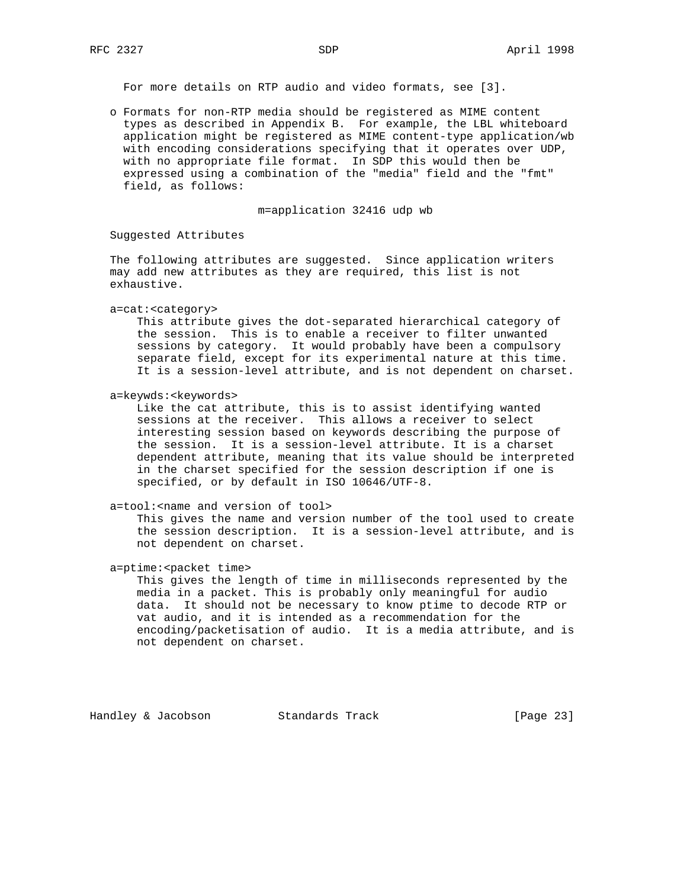For more details on RTP audio and video formats, see [3].

- Formats for non-RTP media should be registered as MIME content types as described in Appendix B. For example, the LBL whiteboard application might be registered as MIME content-type application/wb with encoding considerations specifying that it operates over UDP, with no appropriate file format. In SDP this would then be expressed using a combination of the "media" field and the "fmt" field, as follows:

```
m=application 32416 udp wb
```

## Suggested Attributes

The following attributes are suggested. Since application writers may add new attributes as they are required, this list is not exhaustive.

a=cat:<category>
: This attribute gives the dot-separated hierarchical category of the session. This is to enable a receiver to filter unwanted sessions by category. It would probably have been a compulsory separate field, except for its experimental nature at this time. It is a session-level attribute, and is not dependent on charset.

a=keywds:<keywords>
: Like the cat attribute, this is to assist identifying wanted sessions at the receiver. This allows a receiver to select interesting session based on keywords describing the purpose of the session. It is a session-level attribute. It is a charset dependent attribute, meaning that its value should be interpreted in the charset specified for the session description if one is specified, or by default in ISO 10646/UTF-8.

a=tool:<name and version of tool>
: This gives the name and version number of the tool used to create the session description. It is a session-level attribute, and is not dependent on charset.

a=ptime:<packet time>
: This gives the length of time in milliseconds represented by the media in a packet. This is probably only meaningful for audio data. It should not be necessary to know ptime to decode RTP or vat audio, and it is intended as a recommendation for the encoding/packetisation of audio. It is a media attribute, and is not dependent on charset.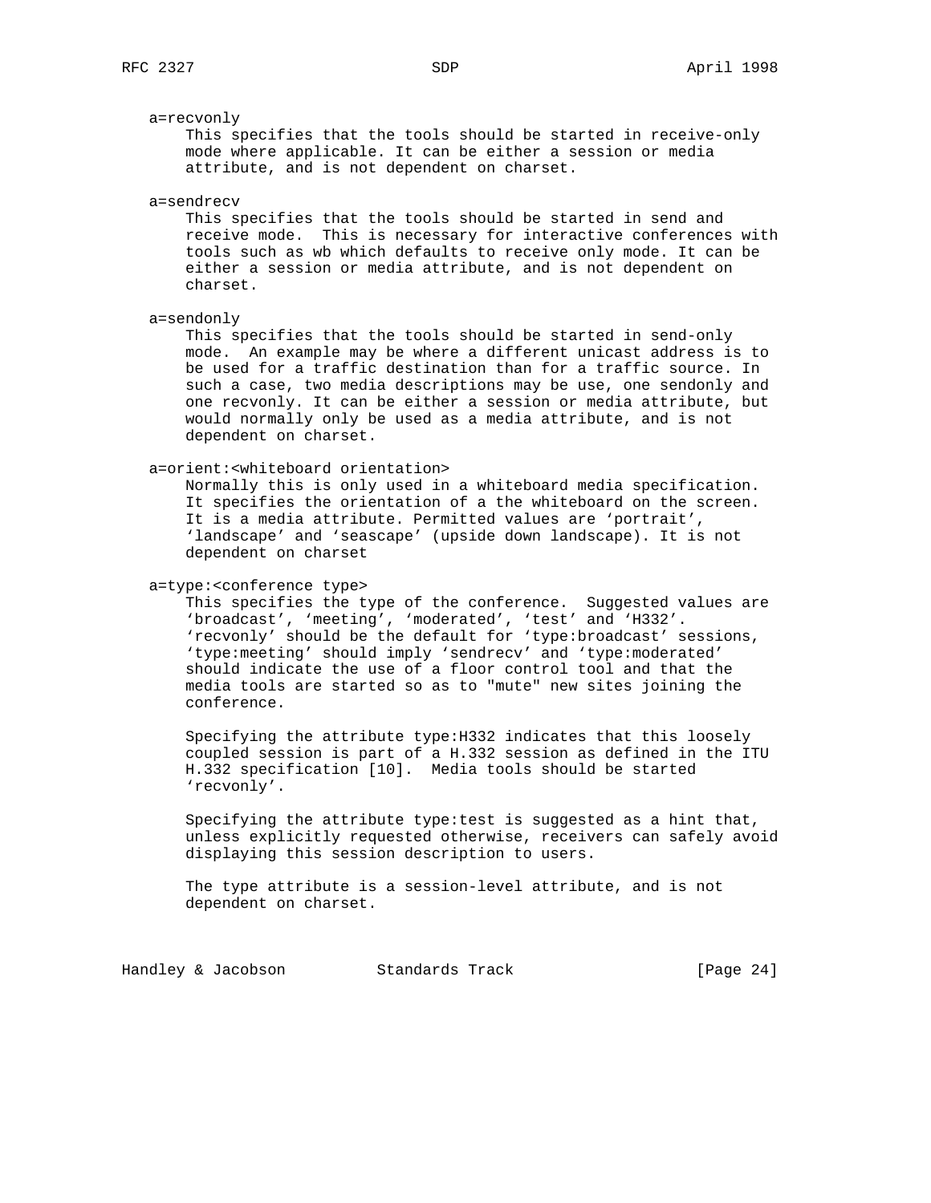a=recvonly

This specifies that the tools should be started in receive-only mode where applicable. It can be either a session or media attribute, and is not dependent on charset.

a=sendrecv

This specifies that the tools should be started in send and receive mode. This is necessary for interactive conferences with tools such as wb which defaults to receive only mode. It can be either a session or media attribute, and is not dependent on charset.

a=sendonly

This specifies that the tools should be started in send-only mode. An example may be where a different unicast address is to be used for a traffic destination than for a traffic source. In such a case, two media descriptions may be use, one sendonly and one recvonly. It can be either a session or media attribute, but would normally only be used as a media attribute, and is not dependent on charset.

a=orient:<whiteboard orientation>

Normally this is only used in a whiteboard media specification. It specifies the orientation of a the whiteboard on the screen. It is a media attribute. Permitted values are 'portrait', 'landscape' and 'seascape' (upside down landscape). It is not dependent on charset

a=type:<conference type>

This specifies the type of the conference. Suggested values are 'broadcast', 'meeting', 'moderated', 'test' and 'H332'. 'recvonly' should be the default for 'type:broadcast' sessions, 'type:meeting' should imply 'sendrecv' and 'type:moderated' should indicate the use of a floor control tool and that the media tools are started so as to "mute" new sites joining the conference.

Specifying the attribute type:H332 indicates that this loosely coupled session is part of a H.332 session as defined in the ITU H.332 specification [10]. Media tools should be started 'recvonly'.

Specifying the attribute type:test is suggested as a hint that, unless explicitly requested otherwise, receivers can safely avoid displaying this session description to users.

The type attribute is a session-level attribute, and is not dependent on charset.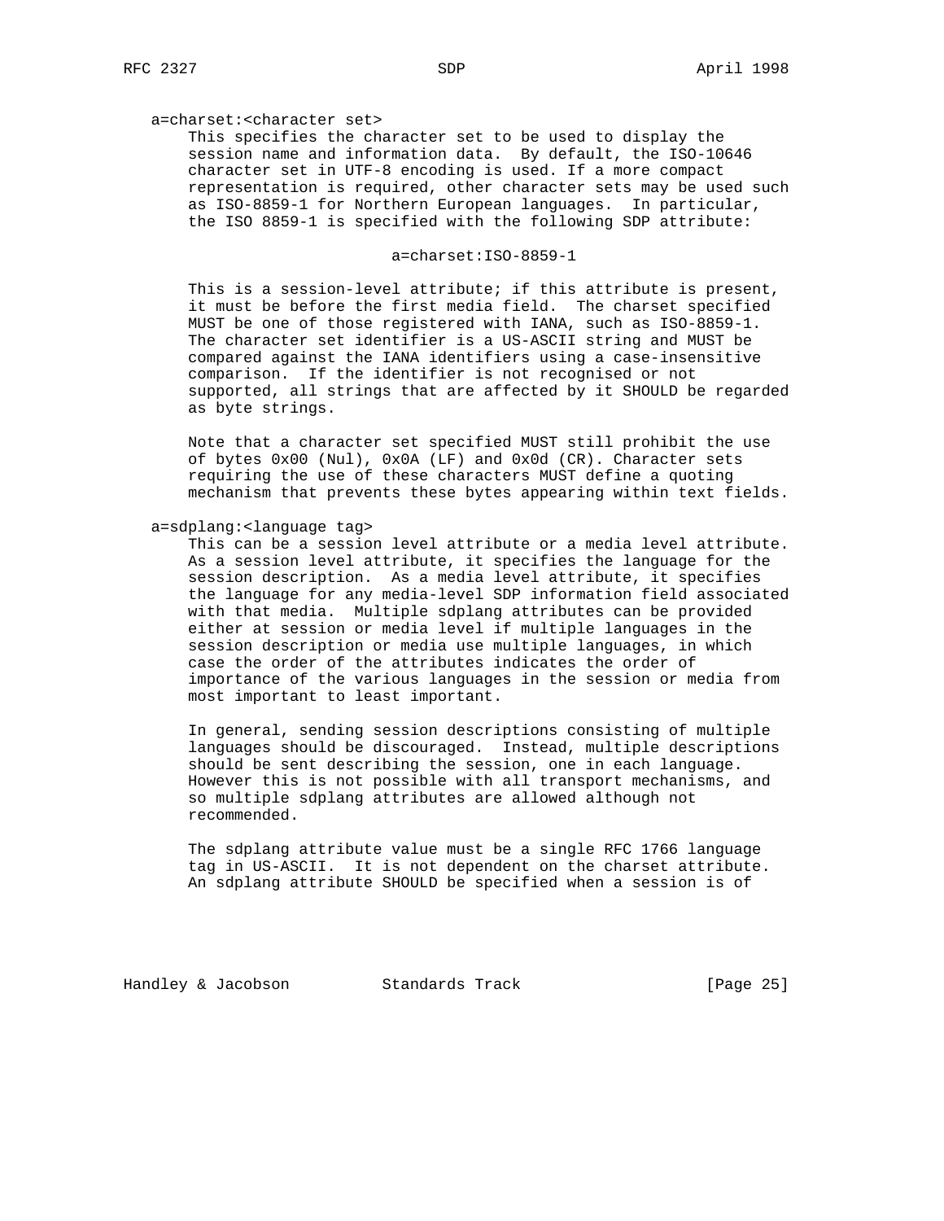a=charset:<character set>

This specifies the character set to be used to display the session name and information data. By default, the ISO-10646 character set in UTF-8 encoding is used. If a more compact representation is required, other character sets may be used such as ISO-8859-1 for Northern European languages. In particular, the ISO 8859-1 is specified with the following SDP attribute:

```
a=charset:ISO-8859-1
```

This is a session-level attribute; if this attribute is present, it must be before the first media field. The charset specified MUST be one of those registered with IANA, such as ISO-8859-1. The character set identifier is a US-ASCII string and MUST be compared against the IANA identifiers using a case-insensitive comparison. If the identifier is not recognised or not supported, all strings that are affected by it SHOULD be regarded as byte strings.

Note that a character set specified MUST still prohibit the use of bytes 0x00 (Nul), 0x0A (LF) and 0x0d (CR). Character sets requiring the use of these characters MUST define a quoting mechanism that prevents these bytes appearing within text fields.

a=sdplang:<language tag>

This can be a session level attribute or a media level attribute. As a session level attribute, it specifies the language for the session description. As a media level attribute, it specifies the language for any media-level SDP information field associated with that media. Multiple sdplang attributes can be provided either at session or media level if multiple languages in the session description or media use multiple languages, in which case the order of the attributes indicates the order of importance of the various languages in the session or media from most important to least important.

In general, sending session descriptions consisting of multiple languages should be discouraged. Instead, multiple descriptions should be sent describing the session, one in each language. However this is not possible with all transport mechanisms, and so multiple sdplang attributes are allowed although not recommended.

The sdplang attribute value must be a single RFC 1766 language tag in US-ASCII. It is not dependent on the charset attribute. An sdplang attribute SHOULD be specified when a session is of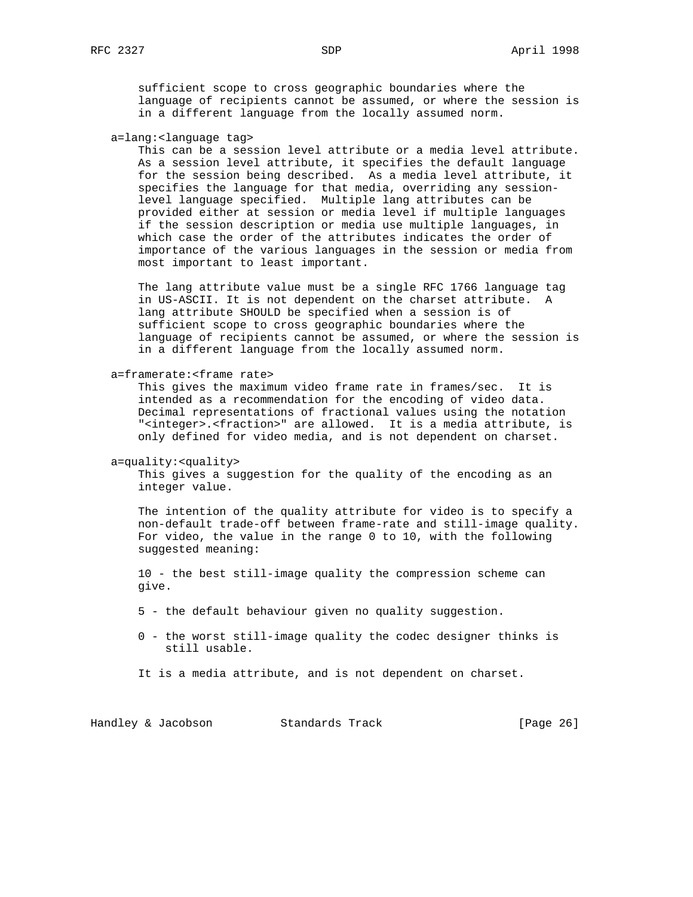sufficient scope to cross geographic boundaries where the language of recipients cannot be assumed, or where the session is in a different language from the locally assumed norm.

a=lang:<language tag>

This can be a session level attribute or a media level attribute. As a session level attribute, it specifies the default language for the session being described. As a media level attribute, it specifies the language for that media, overriding any session-level language specified. Multiple lang attributes can be provided either at session or media level if multiple languages if the session description or media use multiple languages, in which case the order of the attributes indicates the order of importance of the various languages in the session or media from most important to least important.

The lang attribute value must be a single RFC 1766 language tag in US-ASCII. It is not dependent on the charset attribute. A lang attribute SHOULD be specified when a session is of sufficient scope to cross geographic boundaries where the language of recipients cannot be assumed, or where the session is in a different language from the locally assumed norm.

a=framerate:<frame rate>

This gives the maximum video frame rate in frames/sec. It is intended as a recommendation for the encoding of video data. Decimal representations of fractional values using the notation "<integer>.<fraction>" are allowed. It is a media attribute, is only defined for video media, and is not dependent on charset.

a=quality:<quality>

This gives a suggestion for the quality of the encoding as an integer value.

The intention of the quality attribute for video is to specify a non-default trade-off between frame-rate and still-image quality. For video, the value in the range 0 to 10, with the following suggested meaning:

10 - the best still-image quality the compression scheme can give.

5 - the default behaviour given no quality suggestion.

0 - the worst still-image quality the codec designer thinks is still usable.

It is a media attribute, and is not dependent on charset.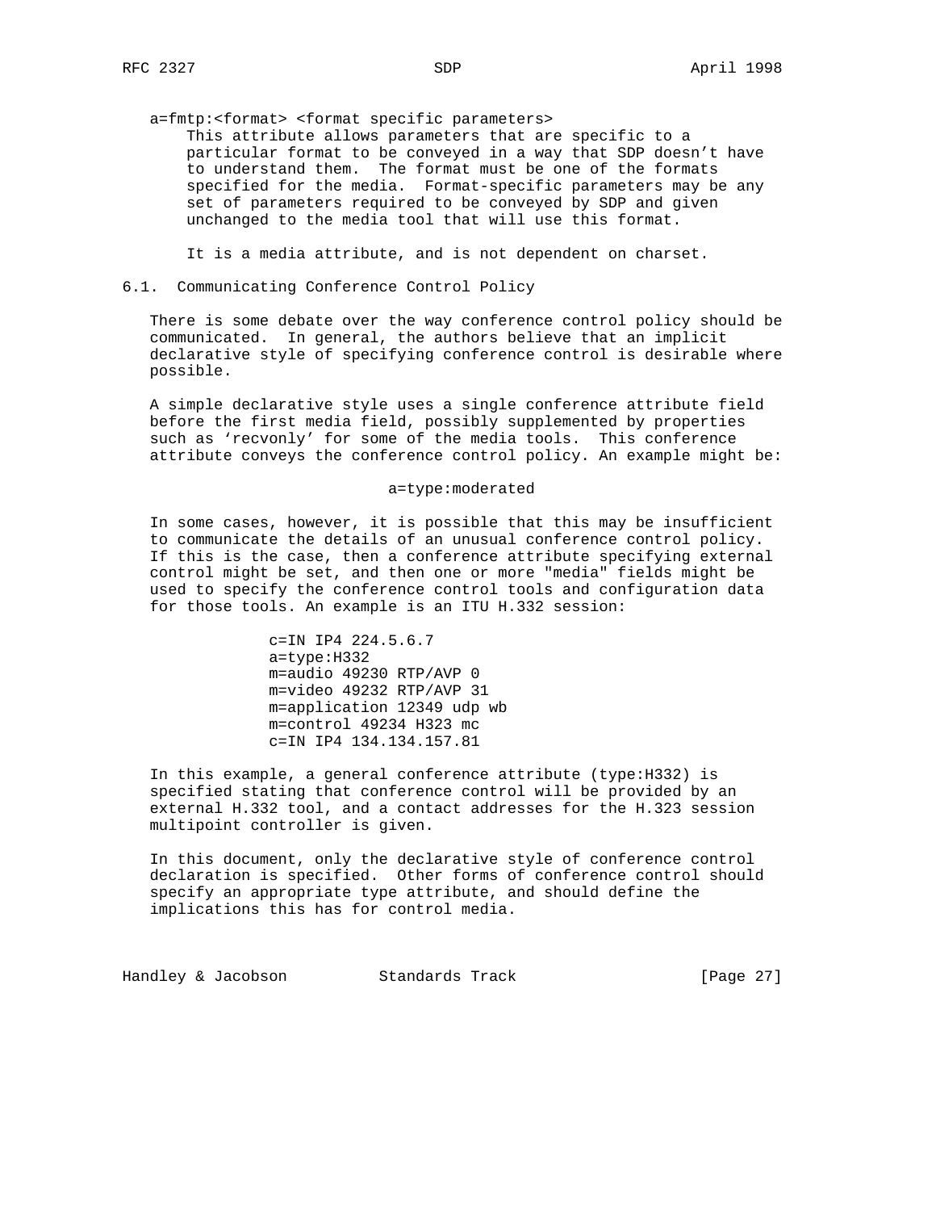a=fmtp:<format> <format specific parameters>

This attribute allows parameters that are specific to a particular format to be conveyed in a way that SDP doesn't have to understand them. The format must be one of the formats specified for the media. Format-specific parameters may be any set of parameters required to be conveyed by SDP and given unchanged to the media tool that will use this format.

It is a media attribute, and is not dependent on charset.

## 6.1. Communicating Conference Control Policy

There is some debate over the way conference control policy should be communicated. In general, the authors believe that an implicit declarative style of specifying conference control is desirable where possible.

A simple declarative style uses a single conference attribute field before the first media field, possibly supplemented by properties such as 'recvonly' for some of the media tools. This conference attribute conveys the conference control policy. An example might be:

```
a=type:moderated
```

In some cases, however, it is possible that this may be insufficient to communicate the details of an unusual conference control policy. If this is the case, then a conference attribute specifying external control might be set, and then one or more "media" fields might be used to specify the conference control tools and configuration data for those tools. An example is an ITU H.332 session:

```
c=IN IP4 224.5.6.7
a=type:H332
m=audio 49230 RTP/AVP 0
m=video 49232 RTP/AVP 31
m=application 12349 udp wb
m=control 49234 H323 mc
c=IN IP4 134.134.157.81
```

In this example, a general conference attribute (type:H332) is specified stating that conference control will be provided by an external H.332 tool, and a contact addresses for the H.323 session multipoint controller is given.

In this document, only the declarative style of conference control declaration is specified. Other forms of conference control should specify an appropriate type attribute, and should define the implications this has for control media.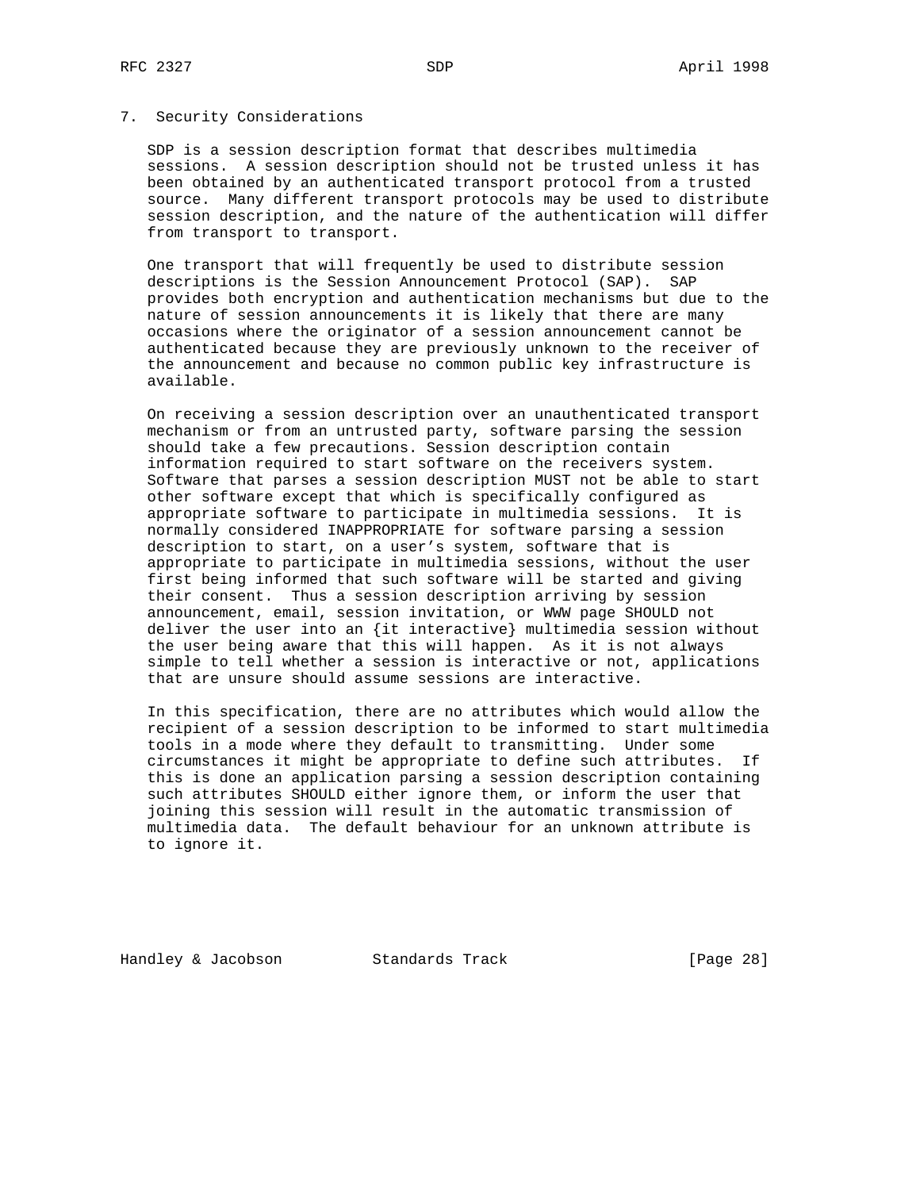## 7. Security Considerations

SDP is a session description format that describes multimedia sessions. A session description should not be trusted unless it has been obtained by an authenticated transport protocol from a trusted source. Many different transport protocols may be used to distribute session description, and the nature of the authentication will differ from transport to transport.

One transport that will frequently be used to distribute session descriptions is the Session Announcement Protocol (SAP). SAP provides both encryption and authentication mechanisms but due to the nature of session announcements it is likely that there are many occasions where the originator of a session announcement cannot be authenticated because they are previously unknown to the receiver of the announcement and because no common public key infrastructure is available.

On receiving a session description over an unauthenticated transport mechanism or from an untrusted party, software parsing the session should take a few precautions. Session description contain information required to start software on the receivers system. Software that parses a session description MUST not be able to start other software except that which is specifically configured as appropriate software to participate in multimedia sessions. It is normally considered INAPPROPRIATE for software parsing a session description to start, on a user's system, software that is appropriate to participate in multimedia sessions, without the user first being informed that such software will be started and giving their consent. Thus a session description arriving by session announcement, email, session invitation, or WWW page SHOULD not deliver the user into an {it interactive} multimedia session without the user being aware that this will happen. As it is not always simple to tell whether a session is interactive or not, applications that are unsure should assume sessions are interactive.

In this specification, there are no attributes which would allow the recipient of a session description to be informed to start multimedia tools in a mode where they default to transmitting. Under some circumstances it might be appropriate to define such attributes. If this is done an application parsing a session description containing such attributes SHOULD either ignore them, or inform the user that joining this session will result in the automatic transmission of multimedia data. The default behaviour for an unknown attribute is to ignore it.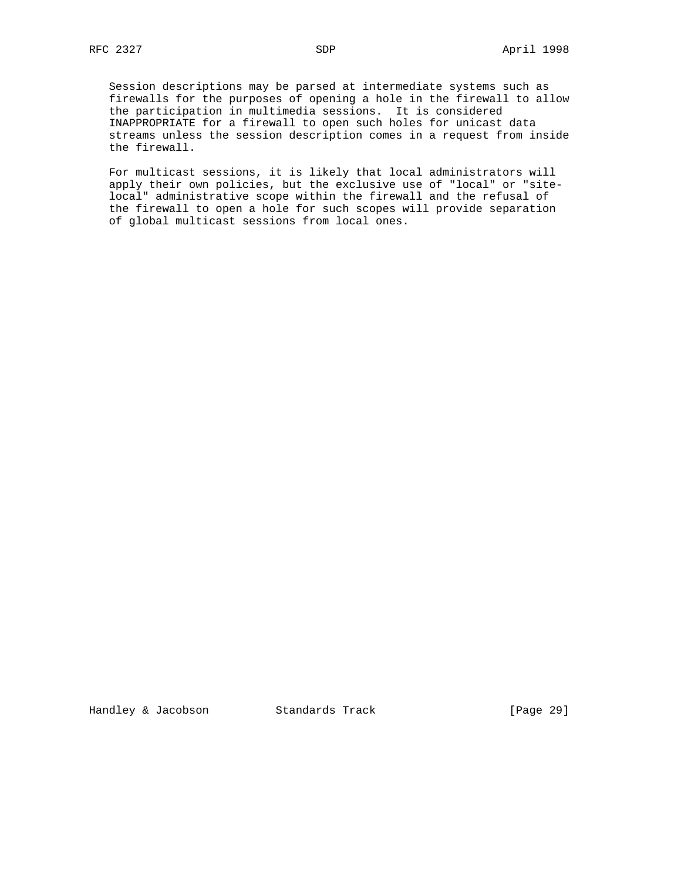Session descriptions may be parsed at intermediate systems such as firewalls for the purposes of opening a hole in the firewall to allow the participation in multimedia sessions. It is considered INAPPROPRIATE for a firewall to open such holes for unicast data streams unless the session description comes in a request from inside the firewall.

For multicast sessions, it is likely that local administrators will apply their own policies, but the exclusive use of "local" or "site-local" administrative scope within the firewall and the refusal of the firewall to open a hole for such scopes will provide separation of global multicast sessions from local ones.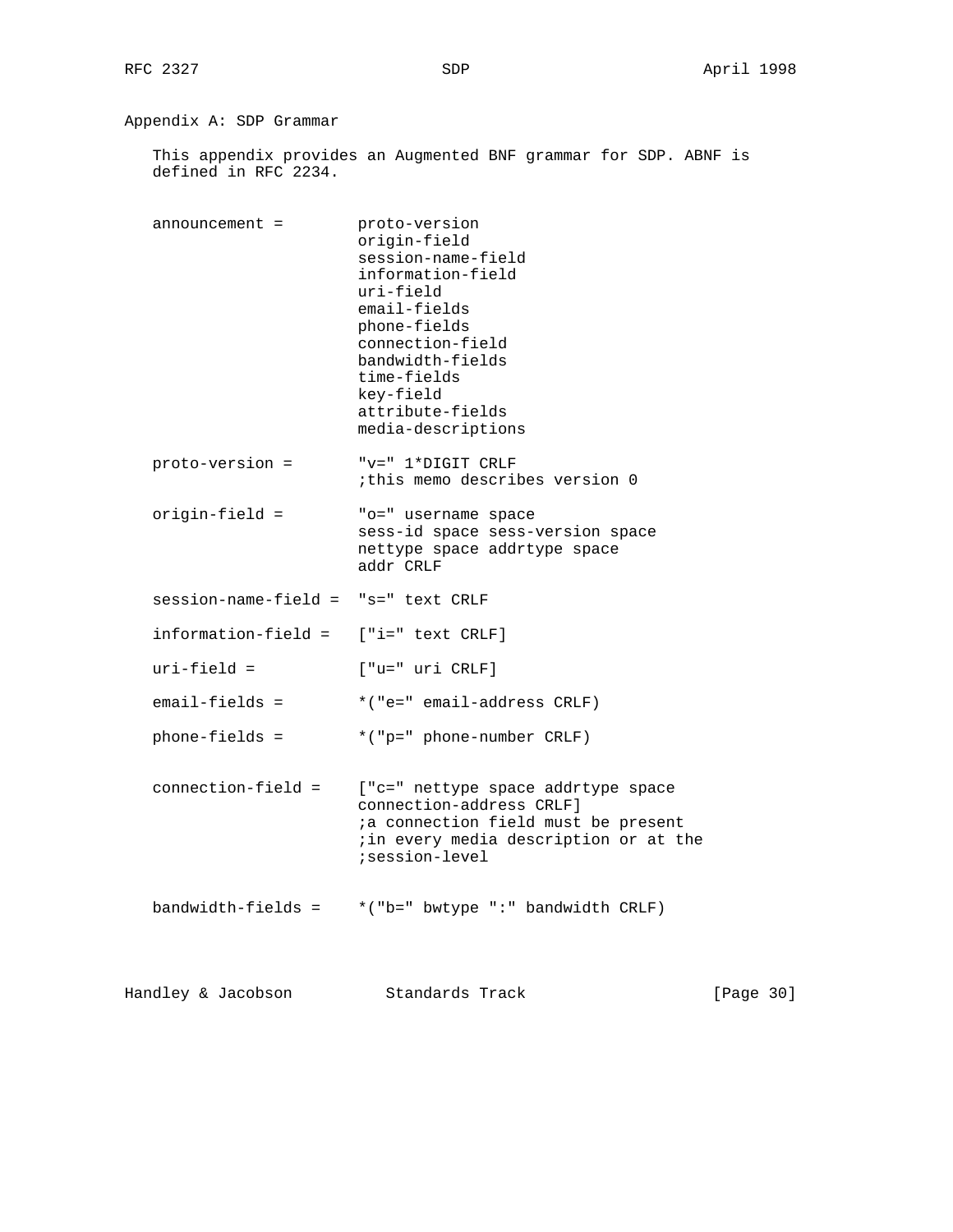## Appendix A: SDP Grammar

This appendix provides an Augmented BNF grammar for SDP. ABNF is defined in RFC 2234.

```
announcement =        proto-version
                      origin-field
                      session-name-field
                      information-field
                      uri-field
                      email-fields
                      phone-fields
                      connection-field
                      bandwidth-fields
                      time-fields
                      key-field
                      attribute-fields
                      media-descriptions

proto-version =       "v=" 1*DIGIT CRLF
                      ;this memo describes version 0

origin-field =        "o=" username space
                      sess-id space sess-version space
                      nettype space addrtype space
                      addr CRLF

session-name-field =  "s=" text CRLF

information-field =   ["i=" text CRLF]

uri-field =           ["u=" uri CRLF]

email-fields =        *("e=" email-address CRLF)

phone-fields =        *("p=" phone-number CRLF)


connection-field =    ["c=" nettype space addrtype space
                      connection-address CRLF]
                      ;a connection field must be present
                      ;in every media description or at the
                      ;session-level


bandwidth-fields =    *("b=" bwtype ":" bandwidth CRLF)
```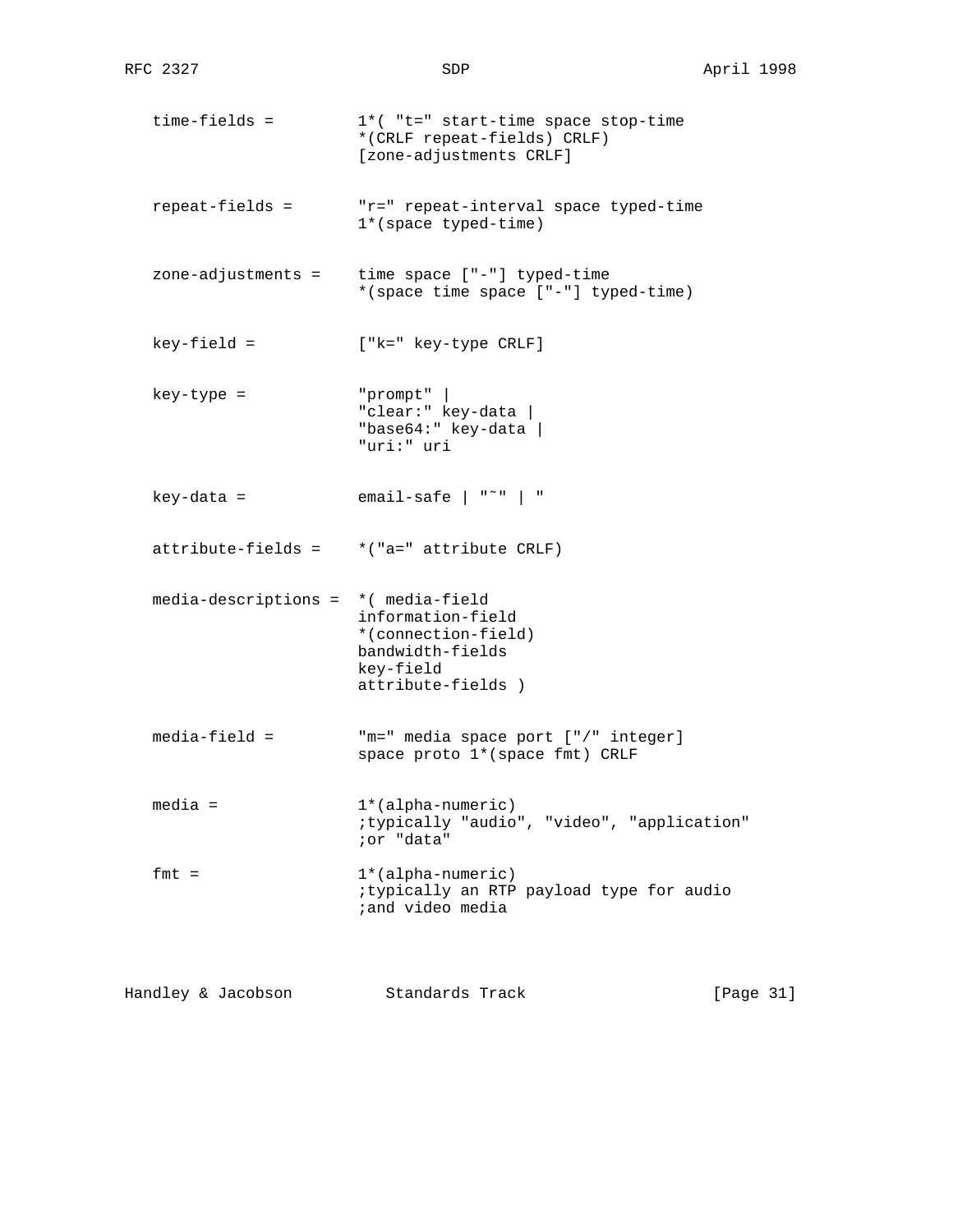```
   time-fields =        1*( "t=" start-time space stop-time
                        *(CRLF repeat-fields) CRLF)
                        [zone-adjustments CRLF]


   repeat-fields =      "r=" repeat-interval space typed-time
                        1*(space typed-time)


   zone-adjustments =   time space ["-"] typed-time
                        *(space time space ["-"] typed-time)


   key-field =          ["k=" key-type CRLF]


   key-type =           "prompt" |
                        "clear:" key-data |
                        "base64:" key-data |
                        "uri:" uri


   key-data =           email-safe | "~" | "


   attribute-fields =   *("a=" attribute CRLF)


   media-descriptions = *( media-field
                        information-field
                        *(connection-field)
                        bandwidth-fields
                        key-field
                        attribute-fields )


   media-field =        "m=" media space port ["/" integer]
                        space proto 1*(space fmt) CRLF


   media =              1*(alpha-numeric)
                        ;typically "audio", "video", "application"
                        ;or "data"

   fmt =                1*(alpha-numeric)
                        ;typically an RTP payload type for audio
                        ;and video media
```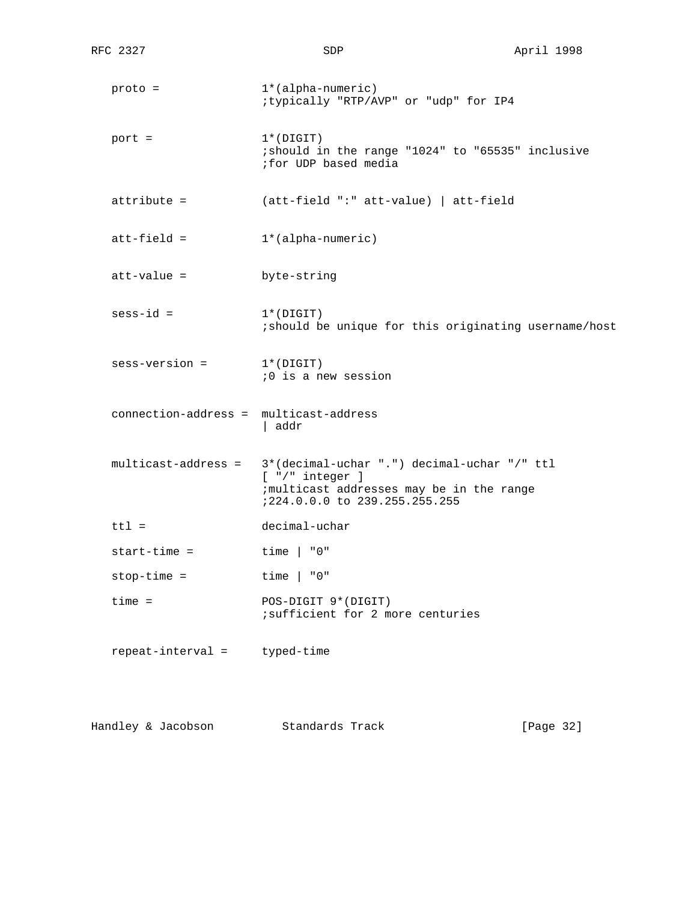```
   proto =              1*(alpha-numeric)
                        ;typically "RTP/AVP" or "udp" for IP4


   port =               1*(DIGIT)
                        ;should in the range "1024" to "65535" inclusive
                        ;for UDP based media


   attribute =          (att-field ":" att-value) | att-field


   att-field =          1*(alpha-numeric)


   att-value =          byte-string


   sess-id =            1*(DIGIT)
                        ;should be unique for this originating username/host


   sess-version =       1*(DIGIT)
                        ;0 is a new session


   connection-address =  multicast-address
                        | addr


   multicast-address =  3*(decimal-uchar ".") decimal-uchar "/" ttl
                        [ "/" integer ]
                        ;multicast addresses may be in the range
                        ;224.0.0.0 to 239.255.255.255

   ttl =                decimal-uchar

   start-time =         time | "0"

   stop-time =          time | "0"

   time =               POS-DIGIT 9*(DIGIT)
                        ;sufficient for 2 more centuries


   repeat-interval =    typed-time
```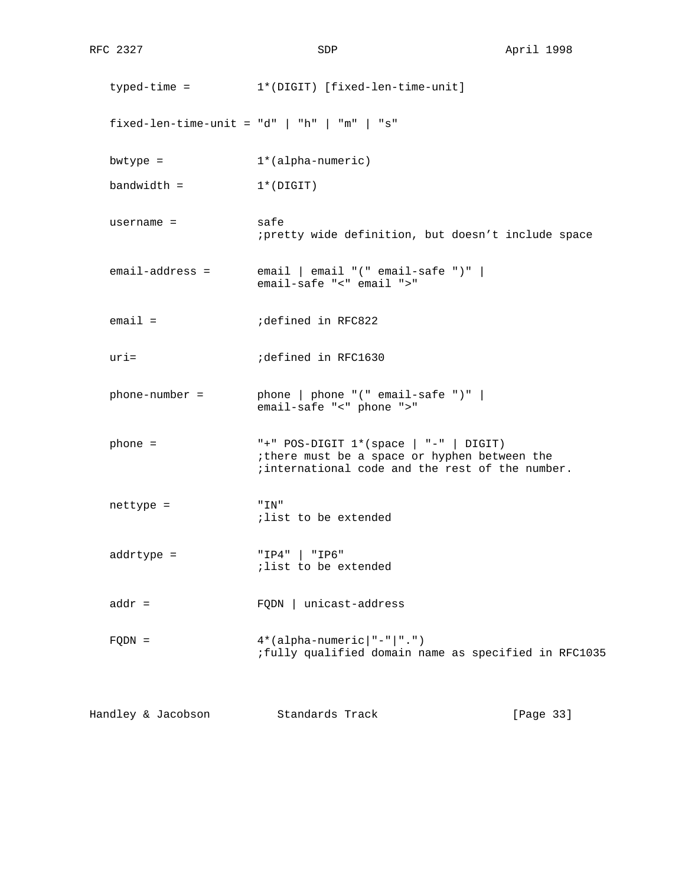```
   typed-time =          1*(DIGIT) [fixed-len-time-unit]


   fixed-len-time-unit = "d" | "h" | "m" | "s"


   bwtype =              1*(alpha-numeric)

   bandwidth =           1*(DIGIT)


   username =            safe
                         ;pretty wide definition, but doesn't include space


   email-address =       email | email "(" email-safe ")" |
                         email-safe "<" email ">"


   email =               ;defined in RFC822


   uri=                  ;defined in RFC1630


   phone-number =        phone | phone "(" email-safe ")" |
                         email-safe "<" phone ">"


   phone =               "+" POS-DIGIT 1*(space | "-" | DIGIT)
                         ;there must be a space or hyphen between the
                         ;international code and the rest of the number.


   nettype =             "IN"
                         ;list to be extended


   addrtype =            "IP4" | "IP6"
                         ;list to be extended


   addr =                FQDN | unicast-address


   FQDN =                4*(alpha-numeric|"-"|".")
                         ;fully qualified domain name as specified in RFC1035
```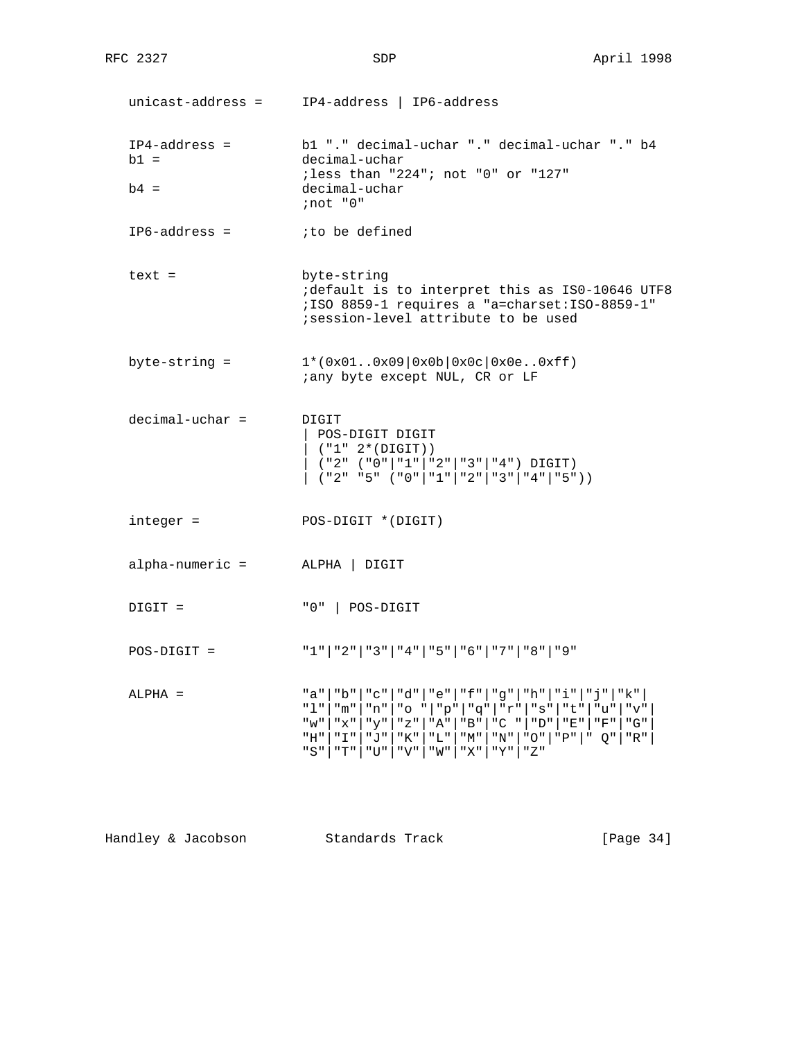```
   unicast-address =     IP4-address | IP6-address


   IP4-address =         b1 "." decimal-uchar "." decimal-uchar "." b4
   b1 =                  decimal-uchar
                         ;less than "224"; not "0" or "127"
   b4 =                  decimal-uchar
                         ;not "0"

   IP6-address =         ;to be defined


   text =                byte-string
                         ;default is to interpret this as IS0-10646 UTF8
                         ;ISO 8859-1 requires a "a=charset:ISO-8859-1"
                         ;session-level attribute to be used


   byte-string =         1*(0x01..0x09|0x0b|0x0c|0x0e..0xff)
                         ;any byte except NUL, CR or LF


   decimal-uchar =       DIGIT
                         | POS-DIGIT DIGIT
                         | ("1" 2*(DIGIT))
                         | ("2" ("0"|"1"|"2"|"3"|"4") DIGIT)
                         | ("2" "5" ("0"|"1"|"2"|"3"|"4"|"5"))


   integer =             POS-DIGIT *(DIGIT)


   alpha-numeric =       ALPHA | DIGIT


   DIGIT =               "0" | POS-DIGIT


   POS-DIGIT =           "1"|"2"|"3"|"4"|"5"|"6"|"7"|"8"|"9"


   ALPHA =               "a"|"b"|"c"|"d"|"e"|"f"|"g"|"h"|"i"|"j"|"k"|
                         "l"|"m"|"n"|"o "|"p"|"q"|"r"|"s"|"t"|"u"|"v"|
                         "w"|"x"|"y"|"z"|"A"|"B"|"C "|"D"|"E"|"F"|"G"|
                         "H"|"I"|"J"|"K"|"L"|"M"|"N"|"O"|"P"|" Q"|"R"|
                         "S"|"T"|"U"|"V"|"W"|"X"|"Y"|"Z"
```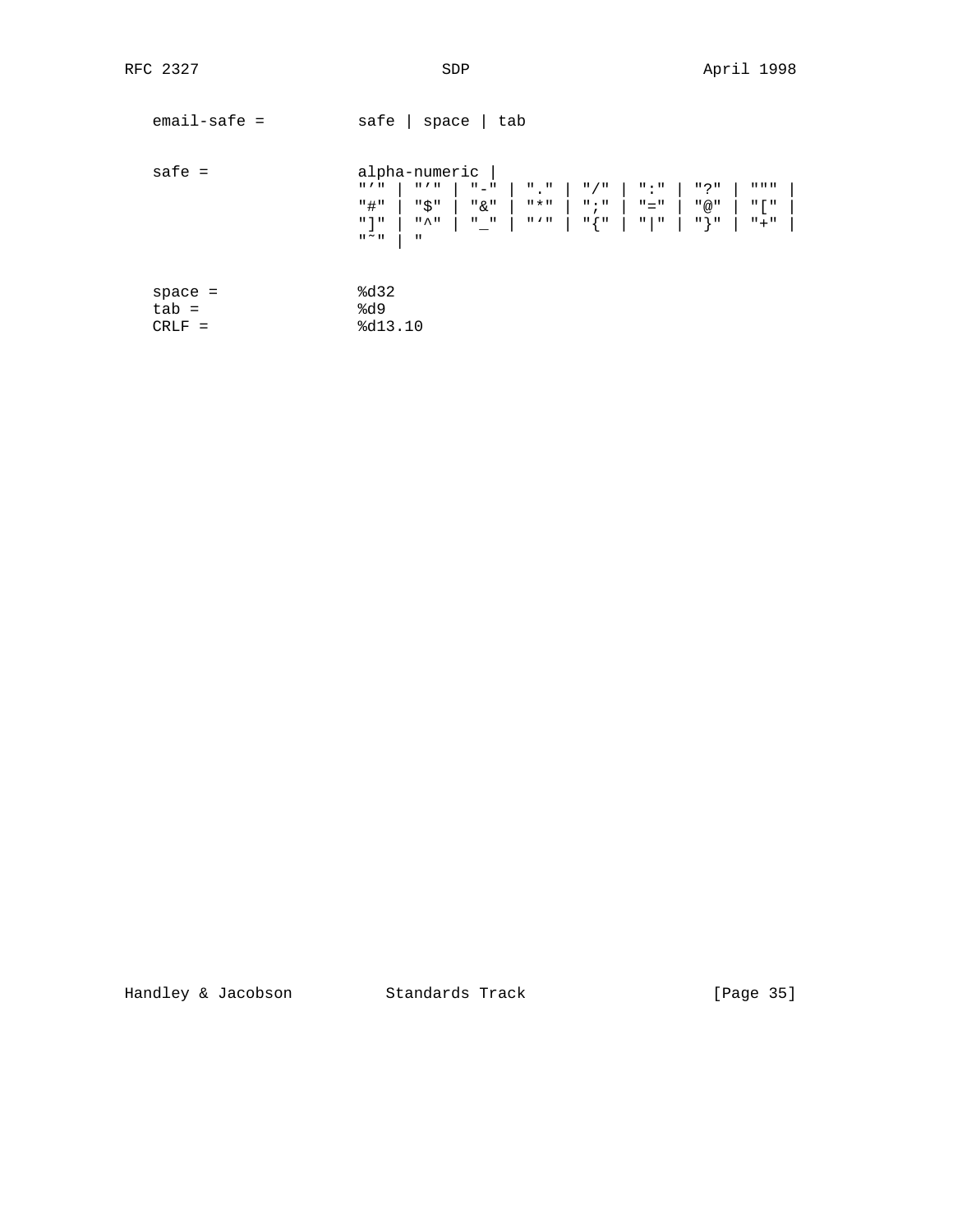```
   email-safe =          safe | space | tab


   safe =                alpha-numeric |
                         "'" | "'" | "-" | "." | "/" | ":" | "?" | """ |
                         "#" | "$" | "&" | "*" | ";" | "=" | "@" | "[" |
                         "]" | "^" | "_" | "`" | "{" | "|" | "}" | "+" |
                         "~" | "


   space =               %d32
   tab =                 %d9
   CRLF =                %d13.10
```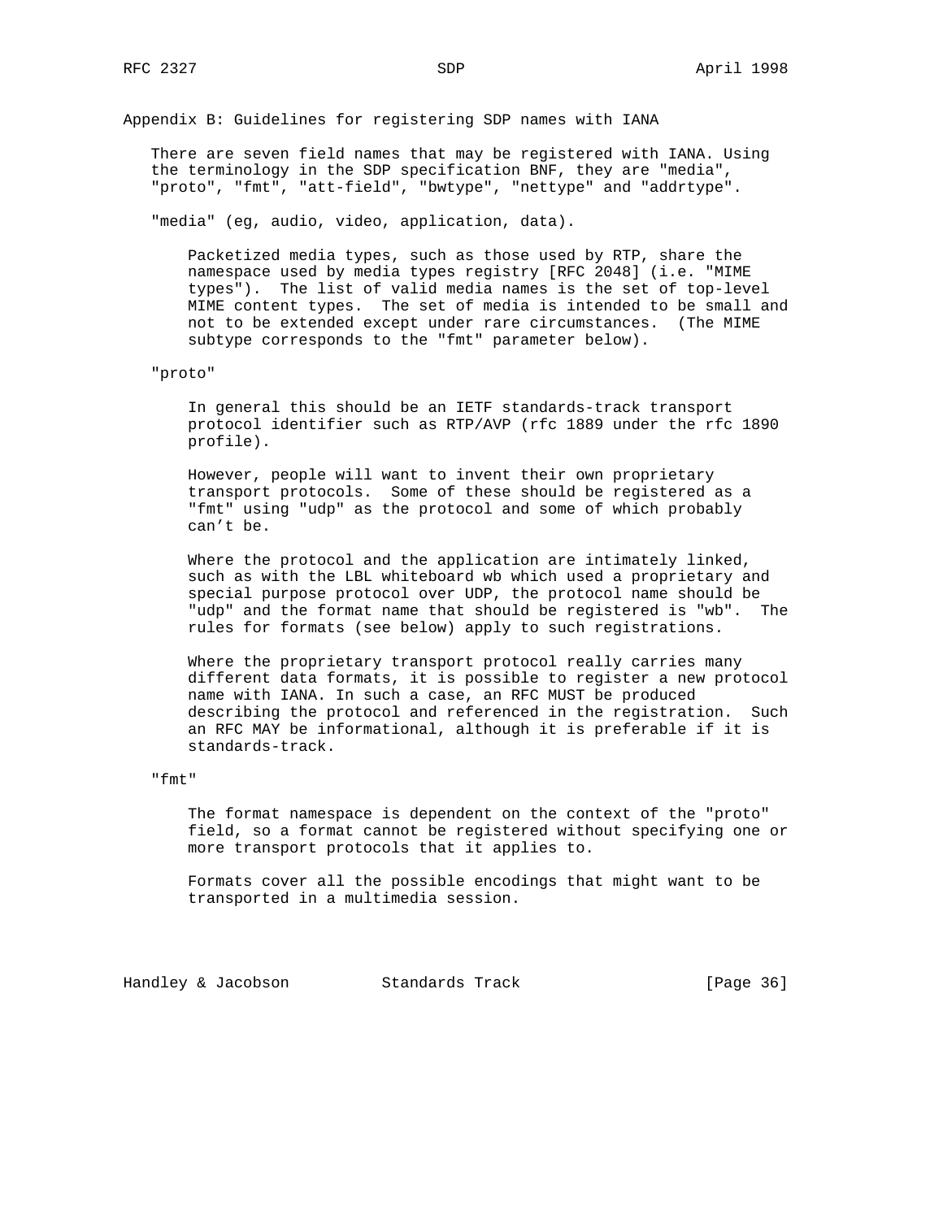## Appendix B: Guidelines for registering SDP names with IANA

There are seven field names that may be registered with IANA. Using the terminology in the SDP specification BNF, they are "media", "proto", "fmt", "att-field", "bwtype", "nettype" and "addrtype".

"media" (eg, audio, video, application, data).

Packetized media types, such as those used by RTP, share the namespace used by media types registry [RFC 2048] (i.e. "MIME types"). The list of valid media names is the set of top-level MIME content types. The set of media is intended to be small and not to be extended except under rare circumstances. (The MIME subtype corresponds to the "fmt" parameter below).

"proto"

In general this should be an IETF standards-track transport protocol identifier such as RTP/AVP (rfc 1889 under the rfc 1890 profile).

However, people will want to invent their own proprietary transport protocols. Some of these should be registered as a "fmt" using "udp" as the protocol and some of which probably can't be.

Where the protocol and the application are intimately linked, such as with the LBL whiteboard wb which used a proprietary and special purpose protocol over UDP, the protocol name should be "udp" and the format name that should be registered is "wb". The rules for formats (see below) apply to such registrations.

Where the proprietary transport protocol really carries many different data formats, it is possible to register a new protocol name with IANA. In such a case, an RFC MUST be produced describing the protocol and referenced in the registration. Such an RFC MAY be informational, although it is preferable if it is standards-track.

"fmt"

The format namespace is dependent on the context of the "proto" field, so a format cannot be registered without specifying one or more transport protocols that it applies to.

Formats cover all the possible encodings that might want to be transported in a multimedia session.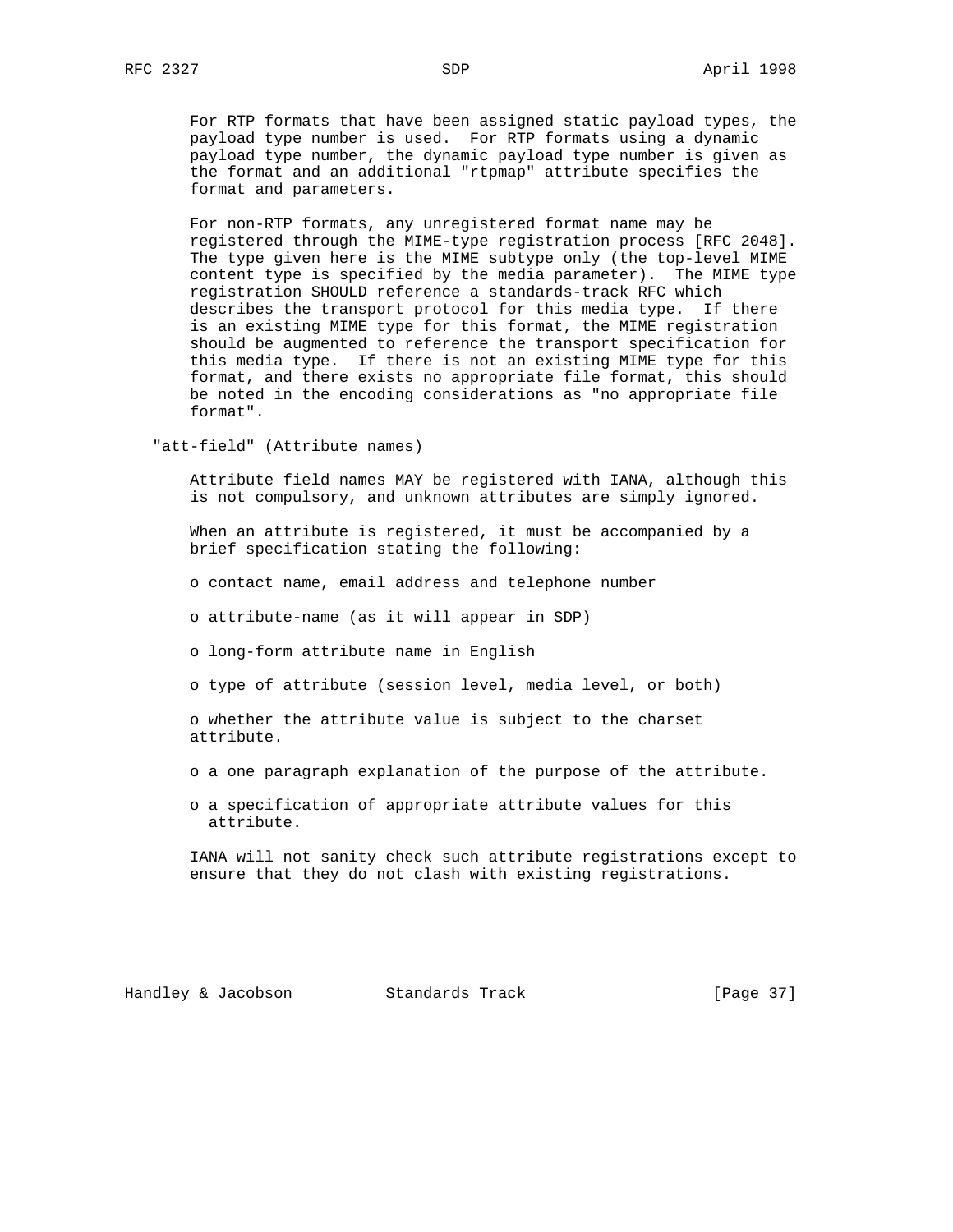For RTP formats that have been assigned static payload types, the payload type number is used. For RTP formats using a dynamic payload type number, the dynamic payload type number is given as the format and an additional "rtpmap" attribute specifies the format and parameters.

For non-RTP formats, any unregistered format name may be registered through the MIME-type registration process [RFC 2048]. The type given here is the MIME subtype only (the top-level MIME content type is specified by the media parameter). The MIME type registration SHOULD reference a standards-track RFC which describes the transport protocol for this media type. If there is an existing MIME type for this format, the MIME registration should be augmented to reference the transport specification for this media type. If there is not an existing MIME type for this format, and there exists no appropriate file format, this should be noted in the encoding considerations as "no appropriate file format".

"att-field" (Attribute names)

Attribute field names MAY be registered with IANA, although this is not compulsory, and unknown attributes are simply ignored.

When an attribute is registered, it must be accompanied by a brief specification stating the following:

- o contact name, email address and telephone number
- o attribute-name (as it will appear in SDP)
- o long-form attribute name in English
- o type of attribute (session level, media level, or both)
- o whether the attribute value is subject to the charset attribute.
- o a one paragraph explanation of the purpose of the attribute.
- o a specification of appropriate attribute values for this attribute.

IANA will not sanity check such attribute registrations except to ensure that they do not clash with existing registrations.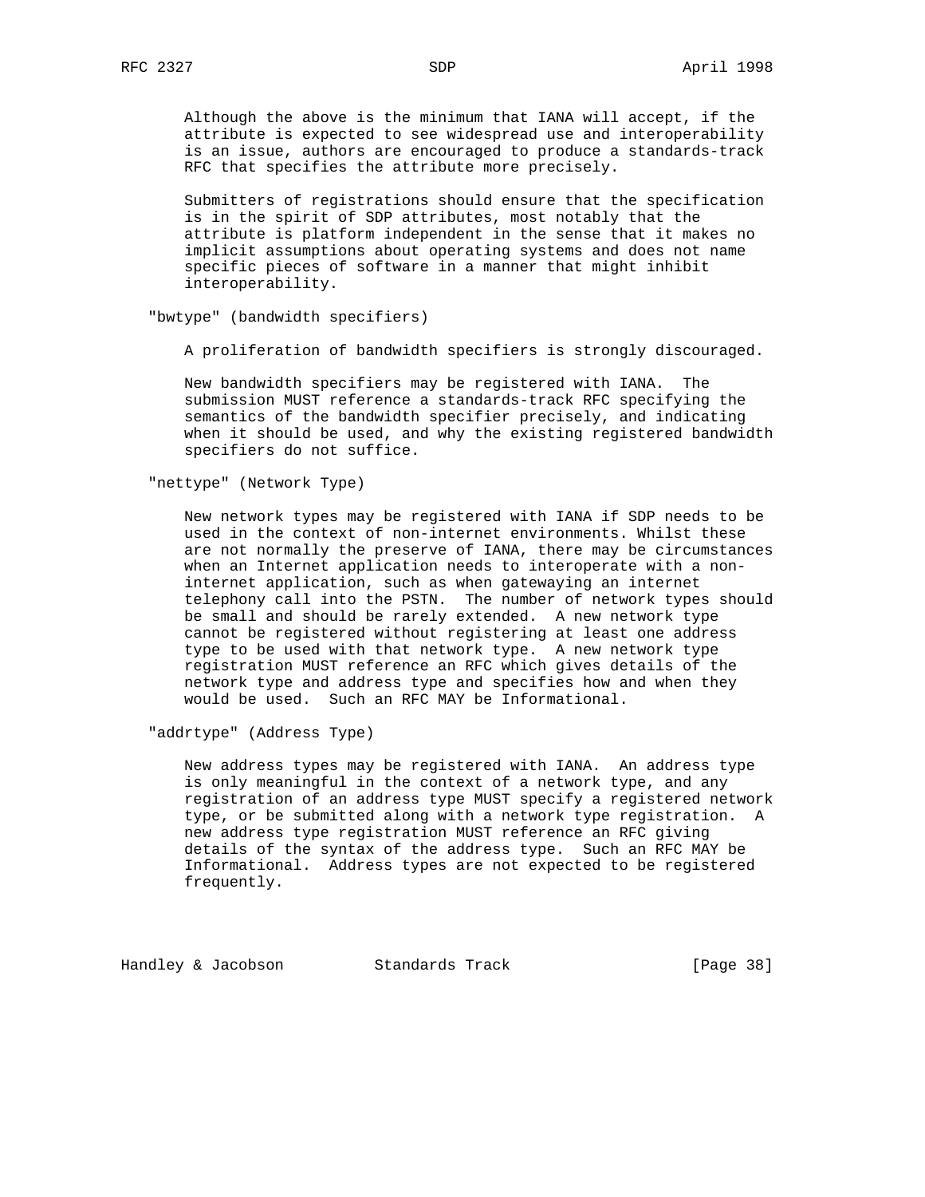Although the above is the minimum that IANA will accept, if the attribute is expected to see widespread use and interoperability is an issue, authors are encouraged to produce a standards-track RFC that specifies the attribute more precisely.

Submitters of registrations should ensure that the specification is in the spirit of SDP attributes, most notably that the attribute is platform independent in the sense that it makes no implicit assumptions about operating systems and does not name specific pieces of software in a manner that might inhibit interoperability.

"bwtype" (bandwidth specifiers)

A proliferation of bandwidth specifiers is strongly discouraged.

New bandwidth specifiers may be registered with IANA. The submission MUST reference a standards-track RFC specifying the semantics of the bandwidth specifier precisely, and indicating when it should be used, and why the existing registered bandwidth specifiers do not suffice.

"nettype" (Network Type)

New network types may be registered with IANA if SDP needs to be used in the context of non-internet environments. Whilst these are not normally the preserve of IANA, there may be circumstances when an Internet application needs to interoperate with a non-internet application, such as when gatewaying an internet telephony call into the PSTN. The number of network types should be small and should be rarely extended. A new network type cannot be registered without registering at least one address type to be used with that network type. A new network type registration MUST reference an RFC which gives details of the network type and address type and specifies how and when they would be used. Such an RFC MAY be Informational.

"addrtype" (Address Type)

New address types may be registered with IANA. An address type is only meaningful in the context of a network type, and any registration of an address type MUST specify a registered network type, or be submitted along with a network type registration. A new address type registration MUST reference an RFC giving details of the syntax of the address type. Such an RFC MAY be Informational. Address types are not expected to be registered frequently.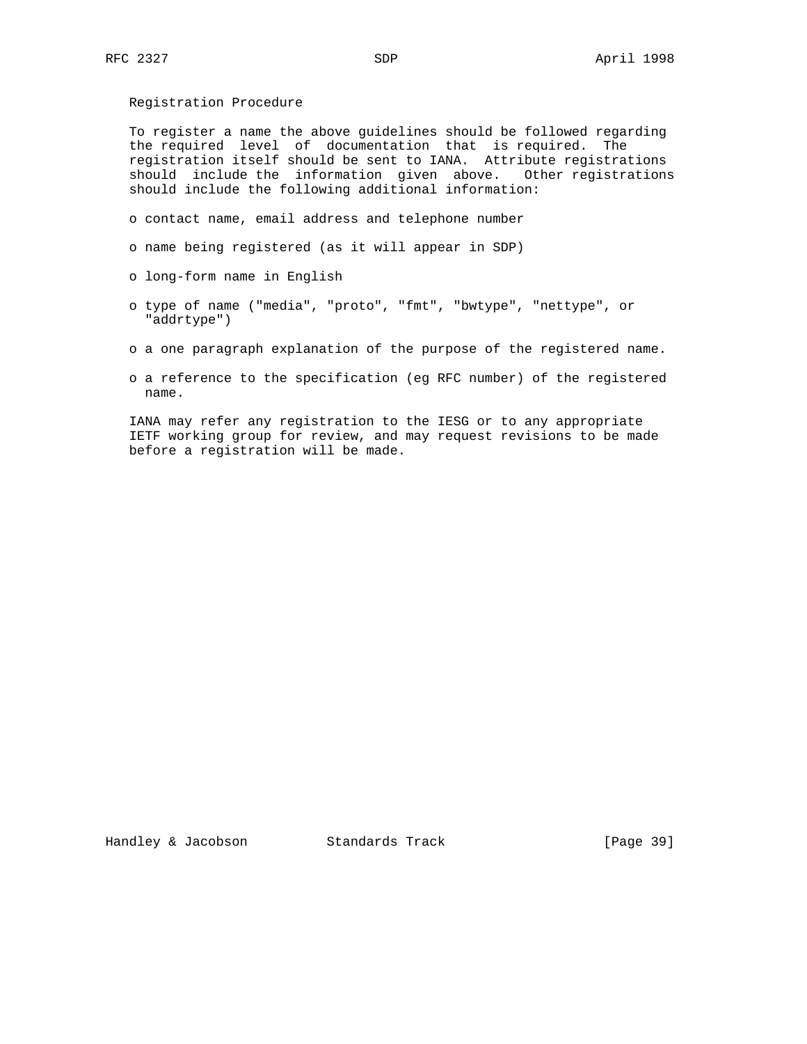Registration Procedure

To register a name the above guidelines should be followed regarding the required level of documentation that is required. The registration itself should be sent to IANA. Attribute registrations should include the information given above. Other registrations should include the following additional information:

- contact name, email address and telephone number
- name being registered (as it will appear in SDP)
- long-form name in English
- type of name ("media", "proto", "fmt", "bwtype", "nettype", or "addrtype")
- a one paragraph explanation of the purpose of the registered name.
- a reference to the specification (eg RFC number) of the registered name.

IANA may refer any registration to the IESG or to any appropriate IETF working group for review, and may request revisions to be made before a registration will be made.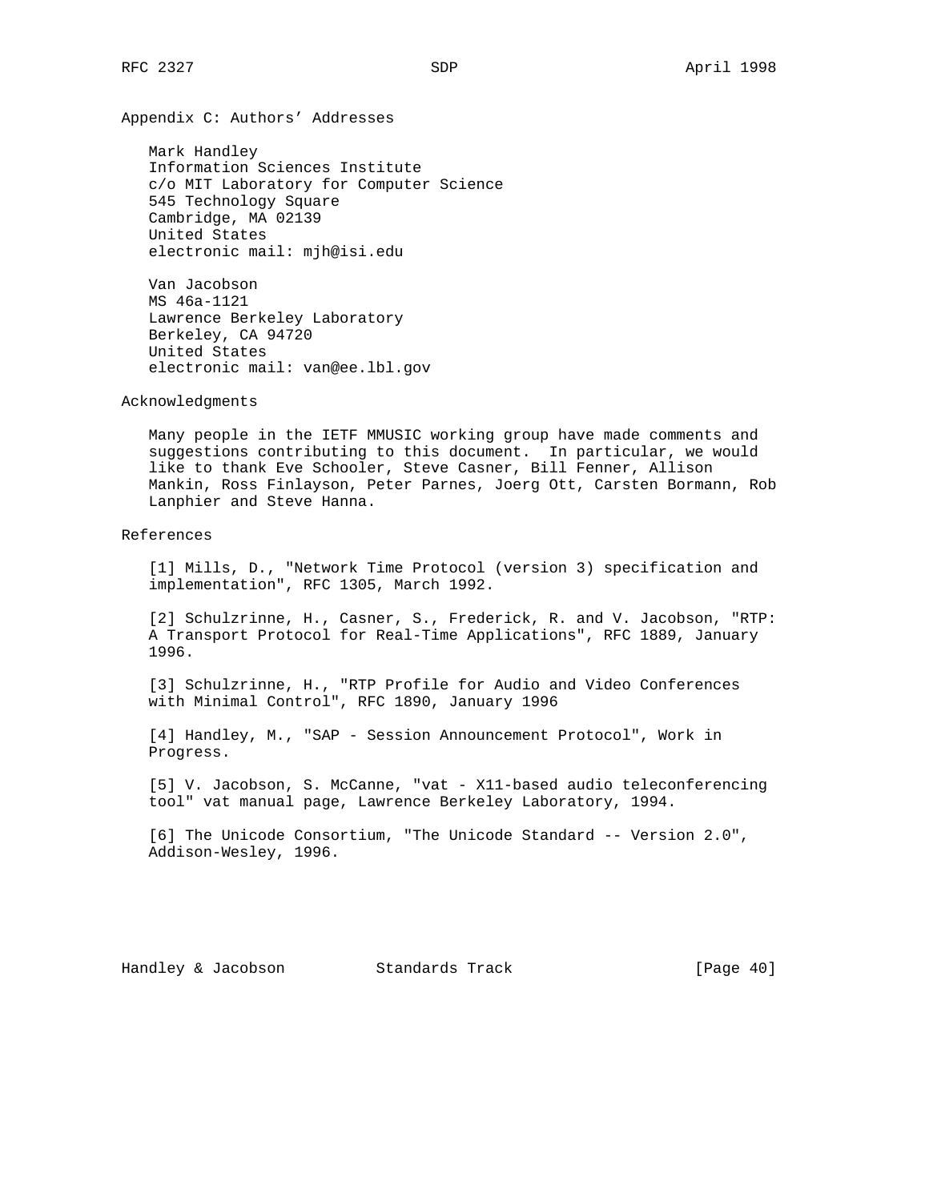## Appendix C: Authors' Addresses

Mark Handley
Information Sciences Institute
c/o MIT Laboratory for Computer Science
545 Technology Square
Cambridge, MA 02139
United States
electronic mail: mjh@isi.edu

Van Jacobson
MS 46a-1121
Lawrence Berkeley Laboratory
Berkeley, CA 94720
United States
electronic mail: van@ee.lbl.gov

## Acknowledgments

Many people in the IETF MMUSIC working group have made comments and suggestions contributing to this document. In particular, we would like to thank Eve Schooler, Steve Casner, Bill Fenner, Allison Mankin, Ross Finlayson, Peter Parnes, Joerg Ott, Carsten Bormann, Rob Lanphier and Steve Hanna.

## References

[1] Mills, D., "Network Time Protocol (version 3) specification and implementation", RFC 1305, March 1992.

[2] Schulzrinne, H., Casner, S., Frederick, R. and V. Jacobson, "RTP: A Transport Protocol for Real-Time Applications", RFC 1889, January 1996.

[3] Schulzrinne, H., "RTP Profile for Audio and Video Conferences with Minimal Control", RFC 1890, January 1996

[4] Handley, M., "SAP - Session Announcement Protocol", Work in Progress.

[5] V. Jacobson, S. McCanne, "vat - X11-based audio teleconferencing tool" vat manual page, Lawrence Berkeley Laboratory, 1994.

[6] The Unicode Consortium, "The Unicode Standard -- Version 2.0", Addison-Wesley, 1996.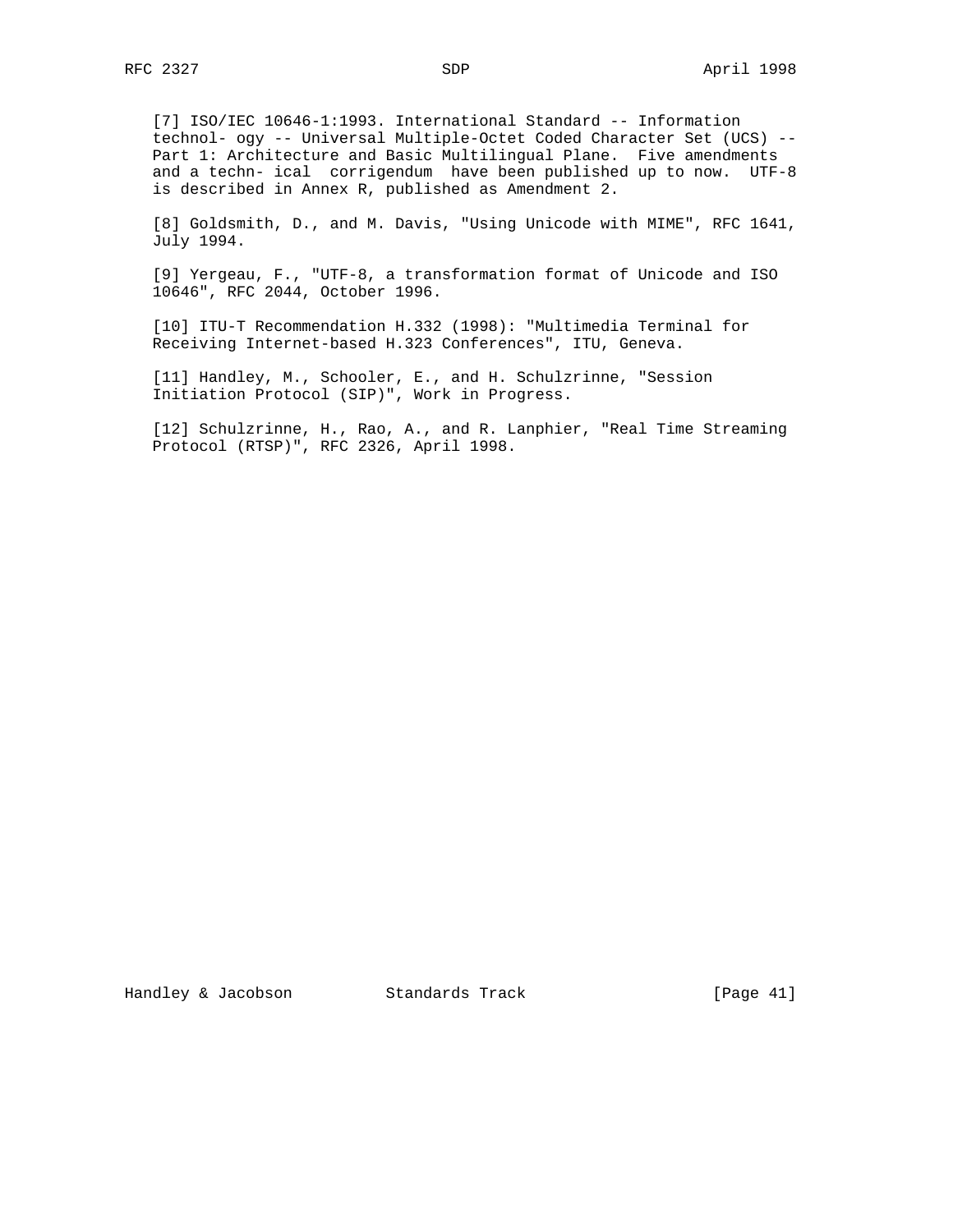[7] ISO/IEC 10646-1:1993. International Standard -- Information technol- ogy -- Universal Multiple-Octet Coded Character Set (UCS) -- Part 1: Architecture and Basic Multilingual Plane. Five amendments and a techn- ical corrigendum have been published up to now. UTF-8 is described in Annex R, published as Amendment 2.

[8] Goldsmith, D., and M. Davis, "Using Unicode with MIME", RFC 1641, July 1994.

[9] Yergeau, F., "UTF-8, a transformation format of Unicode and ISO 10646", RFC 2044, October 1996.

[10] ITU-T Recommendation H.332 (1998): "Multimedia Terminal for Receiving Internet-based H.323 Conferences", ITU, Geneva.

[11] Handley, M., Schooler, E., and H. Schulzrinne, "Session Initiation Protocol (SIP)", Work in Progress.

[12] Schulzrinne, H., Rao, A., and R. Lanphier, "Real Time Streaming Protocol (RTSP)", RFC 2326, April 1998.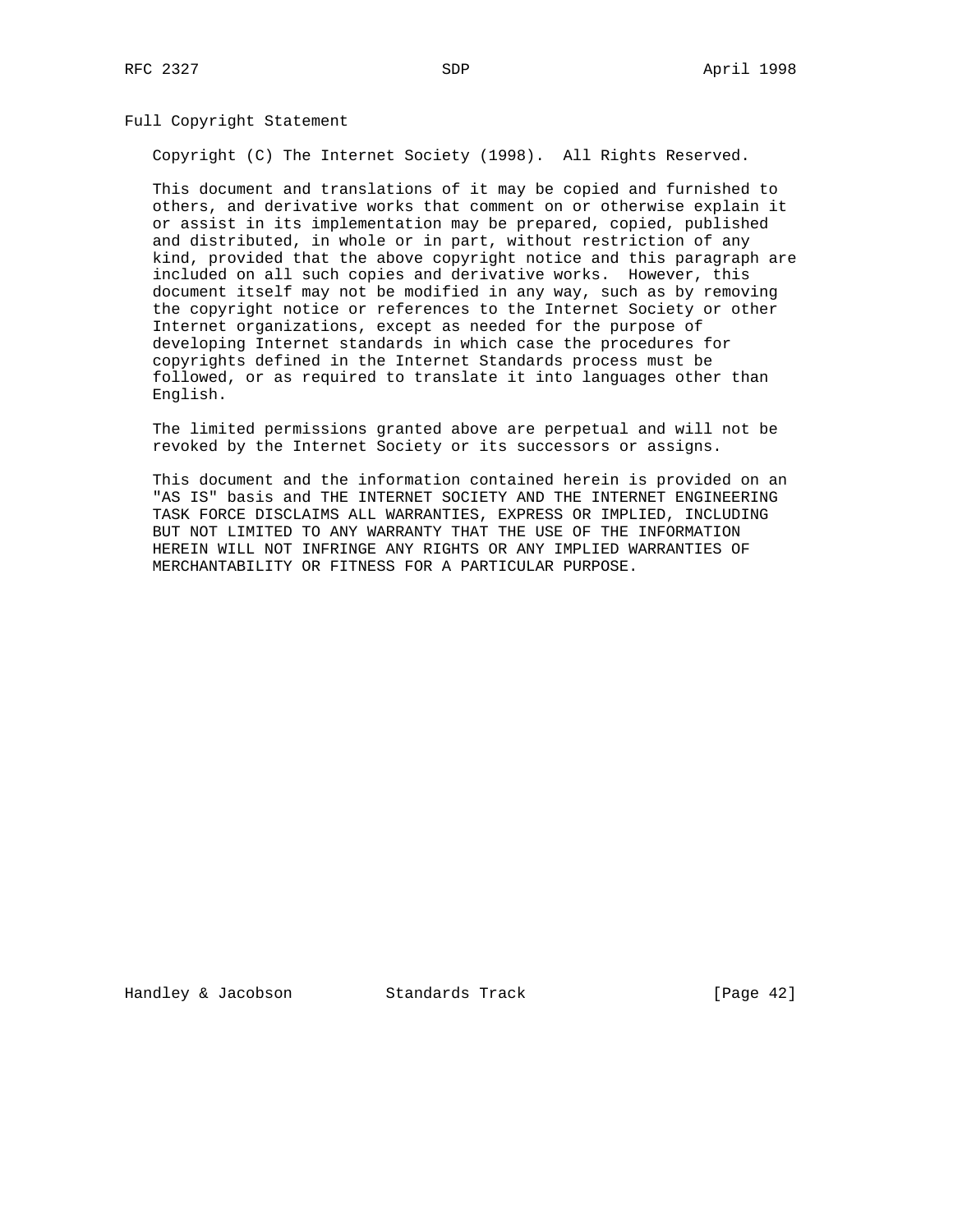## Full Copyright Statement

Copyright (C) The Internet Society (1998). All Rights Reserved.

This document and translations of it may be copied and furnished to others, and derivative works that comment on or otherwise explain it or assist in its implementation may be prepared, copied, published and distributed, in whole or in part, without restriction of any kind, provided that the above copyright notice and this paragraph are included on all such copies and derivative works. However, this document itself may not be modified in any way, such as by removing the copyright notice or references to the Internet Society or other Internet organizations, except as needed for the purpose of developing Internet standards in which case the procedures for copyrights defined in the Internet Standards process must be followed, or as required to translate it into languages other than English.

The limited permissions granted above are perpetual and will not be revoked by the Internet Society or its successors or assigns.

This document and the information contained herein is provided on an "AS IS" basis and THE INTERNET SOCIETY AND THE INTERNET ENGINEERING TASK FORCE DISCLAIMS ALL WARRANTIES, EXPRESS OR IMPLIED, INCLUDING BUT NOT LIMITED TO ANY WARRANTY THAT THE USE OF THE INFORMATION HEREIN WILL NOT INFRINGE ANY RIGHTS OR ANY IMPLIED WARRANTIES OF MERCHANTABILITY OR FITNESS FOR A PARTICULAR PURPOSE.